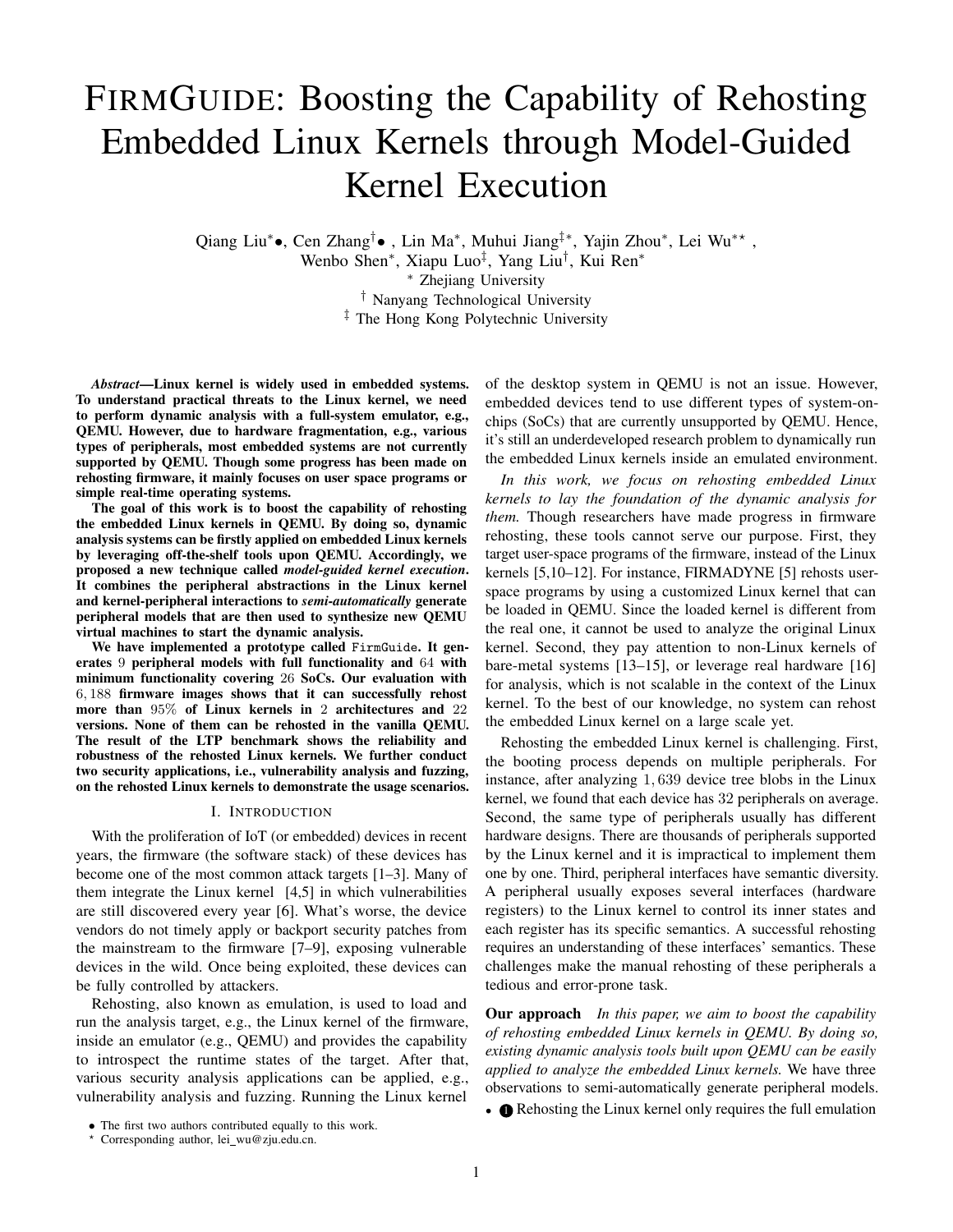# FIRMGUIDE: Boosting the Capability of Rehosting Embedded Linux Kernels through Model-Guided Kernel Execution

Qiang Liu[∗•], Cen Zhang[†•], Lin Ma[∗], Muhui Jiang[‡∗], Yajin Zhou[∗], Lei Wu[∗⋆], Wenbo Shen[∗], Xiapu Luo[‡], Yang Liu[†], Kui Ren[∗]

[∗] Zhejiang University

[†] Nanyang Technological University

[‡] The Hong Kong Polytechnic University

***Abstract*—Linux kernel is widely used in embedded systems. To understand practical threats to the Linux kernel, we need to perform dynamic analysis with a full-system emulator, e.g., QEMU. However, due to hardware fragmentation, e.g., various types of peripherals, most embedded systems are not currently supported by QEMU. Though some progress has been made on rehosting firmware, it mainly focuses on user space programs or simple real-time operating systems.**

**The goal of this work is to boost the capability of rehosting the embedded Linux kernels in QEMU. By doing so, dynamic analysis systems can be firstly applied on embedded Linux kernels by leveraging off-the-shelf tools upon QEMU. Accordingly, we proposed a new technique called *model-guided kernel execution*. It combines the peripheral abstractions in the Linux kernel and kernel-peripheral interactions to *semi-automatically* generate peripheral models that are then used to synthesize new QEMU virtual machines to start the dynamic analysis.**

**We have implemented a prototype called FirmGuide. It generates $9$ peripheral models with full functionality and $64$ with minimum functionality covering $26$ SoCs. Our evaluation with $6,188$ firmware images shows that it can successfully rehost more than $95\%$ of Linux kernels in $2$ architectures and $22$ versions. None of them can be rehosted in the vanilla QEMU. The result of the LTP benchmark shows the reliability and robustness of the rehosted Linux kernels. We further conduct two security applications, i.e., vulnerability analysis and fuzzing, on the rehosted Linux kernels to demonstrate the usage scenarios.**

## I. INTRODUCTION

With the proliferation of IoT (or embedded) devices in recent years, the firmware (the software stack) of these devices has become one of the most common attack targets [1–3]. Many of them integrate the Linux kernel [4,5] in which vulnerabilities are still discovered every year [6]. What's worse, the device vendors do not timely apply or backport security patches from the mainstream to the firmware [7–9], exposing vulnerable devices in the wild. Once being exploited, these devices can be fully controlled by attackers.

Rehosting, also known as emulation, is used to load and run the analysis target, e.g., the Linux kernel of the firmware, inside an emulator (e.g., QEMU) and provides the capability to introspect the runtime states of the target. After that, various security analysis applications can be applied, e.g., vulnerability analysis and fuzzing. Running the Linux kernel of the desktop system in QEMU is not an issue. However, embedded devices tend to use different types of system-on-chips (SoCs) that are currently unsupported by QEMU. Hence, it's still an underdeveloped research problem to dynamically run the embedded Linux kernels inside an emulated environment.

*In this work, we focus on rehosting embedded Linux kernels to lay the foundation of the dynamic analysis for them.* Though researchers have made progress in firmware rehosting, these tools cannot serve our purpose. First, they target user-space programs of the firmware, instead of the Linux kernels [5,10–12]. For instance, FIRMADYNE [5] rehosts user-space programs by using a customized Linux kernel that can be loaded in QEMU. Since the loaded kernel is different from the real one, it cannot be used to analyze the original Linux kernel. Second, they pay attention to non-Linux kernels of bare-metal systems [13–15], or leverage real hardware [16] for analysis, which is not scalable in the context of the Linux kernel. To the best of our knowledge, no system can rehost the embedded Linux kernel on a large scale yet.

Rehosting the embedded Linux kernel is challenging. First, the booting process depends on multiple peripherals. For instance, after analyzing $1,639$ device tree blobs in the Linux kernel, we found that each device has 32 peripherals on average. Second, the same type of peripherals usually has different hardware designs. There are thousands of peripherals supported by the Linux kernel and it is impractical to implement them one by one. Third, peripheral interfaces have semantic diversity. A peripheral usually exposes several interfaces (hardware registers) to the Linux kernel to control its inner states and each register has its specific semantics. A successful rehosting requires an understanding of these interfaces' semantics. These challenges make the manual rehosting of these peripherals a tedious and error-prone task.

**Our approach** *In this paper, we aim to boost the capability of rehosting embedded Linux kernels in QEMU. By doing so, existing dynamic analysis tools built upon QEMU can be easily applied to analyze the embedded Linux kernels.* We have three observations to semi-automatically generate peripheral models.

- ❶ Rehosting the Linux kernel only requires the full emulation

• The first two authors contributed equally to this work.

⋆ Corresponding author, lei_wu@zju.edu.cn.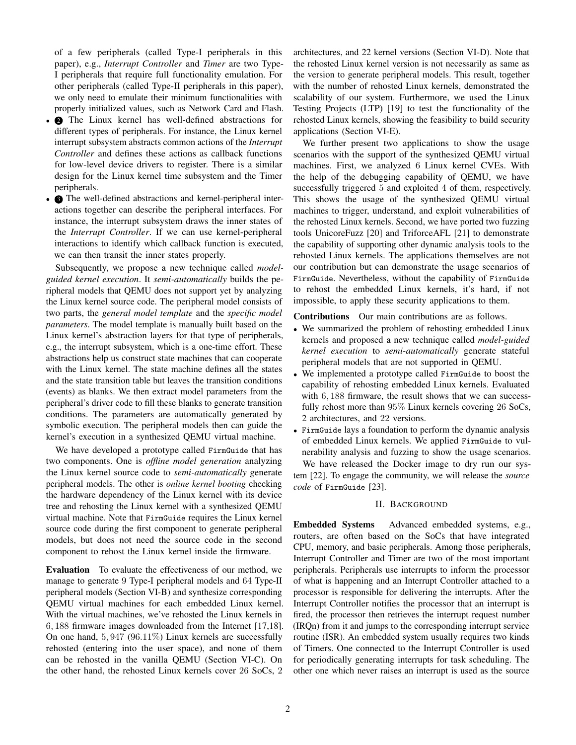of a few peripherals (called Type-I peripherals in this paper), e.g., *Interrupt Controller* and *Timer* are two Type-I peripherals that require full functionality emulation. For other peripherals (called Type-II peripherals in this paper), we only need to emulate their minimum functionalities with properly initialized values, such as Network Card and Flash.

- ❷ The Linux kernel has well-defined abstractions for different types of peripherals. For instance, the Linux kernel interrupt subsystem abstracts common actions of the *Interrupt Controller* and defines these actions as callback functions for low-level device drivers to register. There is a similar design for the Linux kernel time subsystem and the Timer peripherals.
- ❸ The well-defined abstractions and kernel-peripheral interactions together can describe the peripheral interfaces. For instance, the interrupt subsystem draws the inner states of the *Interrupt Controller*. If we can use kernel-peripheral interactions to identify which callback function is executed, we can then transit the inner states properly.

Subsequently, we propose a new technique called *model-guided kernel execution*. It *semi-automatically* builds the peripheral models that QEMU does not support yet by analyzing the Linux kernel source code. The peripheral model consists of two parts, the *general model template* and the *specific model parameters*. The model template is manually built based on the Linux kernel's abstraction layers for that type of peripherals, e.g., the interrupt subsystem, which is a one-time effort. These abstractions help us construct state machines that can cooperate with the Linux kernel. The state machine defines all the states and the state transition table but leaves the transition conditions (events) as blanks. We then extract model parameters from the peripheral's driver code to fill these blanks to generate transition conditions. The parameters are automatically generated by symbolic execution. The peripheral models then can guide the kernel's execution in a synthesized QEMU virtual machine.

We have developed a prototype called `FirmGuide` that has two components. One is *offline model generation* analyzing the Linux kernel source code to *semi-automatically* generate peripheral models. The other is *online kernel booting* checking the hardware dependency of the Linux kernel with its device tree and rehosting the Linux kernel with a synthesized QEMU virtual machine. Note that `FirmGuide` requires the Linux kernel source code during the first component to generate peripheral models, but does not need the source code in the second component to rehost the Linux kernel inside the firmware.

**Evaluation** To evaluate the effectiveness of our method, we manage to generate $9$ Type-I peripheral models and $64$ Type-II peripheral models (Section VI-B) and synthesize corresponding QEMU virtual machines for each embedded Linux kernel. With the virtual machines, we've rehosted the Linux kernels in $6,188$ firmware images downloaded from the Internet [17,18]. On one hand, $5,947$ ($96.11\%$) Linux kernels are successfully rehosted (entering into the user space), and none of them can be rehosted in the vanilla QEMU (Section VI-C). On the other hand, the rehosted Linux kernels cover $26$ SoCs, $2$ architectures, and $22$ kernel versions (Section VI-D). Note that the rehosted Linux kernel version is not necessarily as same as the version to generate peripheral models. This result, together with the number of rehosted Linux kernels, demonstrated the scalability of our system. Furthermore, we used the Linux Testing Projects (LTP) [19] to test the functionality of the rehosted Linux kernels, showing the feasibility to build security applications (Section VI-E).

We further present two applications to show the usage scenarios with the support of the synthesized QEMU virtual machines. First, we analyzed $6$ Linux kernel CVEs. With the help of the debugging capability of QEMU, we have successfully triggered $5$ and exploited $4$ of them, respectively. This shows the usage of the synthesized QEMU virtual machines to trigger, understand, and exploit vulnerabilities of the rehosted Linux kernels. Second, we have ported two fuzzing tools UnicoreFuzz [20] and TriforceAFL [21] to demonstrate the capability of supporting other dynamic analysis tools to the rehosted Linux kernels. The applications themselves are not our contribution but can demonstrate the usage scenarios of `FirmGuide`. Nevertheless, without the capability of `FirmGuide` to rehost the embedded Linux kernels, it's hard, if not impossible, to apply these security applications to them.

**Contributions** Our main contributions are as follows.

- We summarized the problem of rehosting embedded Linux kernels and proposed a new technique called *model-guided kernel execution* to *semi-automatically* generate stateful peripheral models that are not supported in QEMU.
- We implemented a prototype called `FirmGuide` to boost the capability of rehosting embedded Linux kernels. Evaluated with $6,188$ firmware, the result shows that we can successfully rehost more than $95\%$ Linux kernels covering $26$ SoCs, $2$ architectures, and $22$ versions.
- `FirmGuide` lays a foundation to perform the dynamic analysis of embedded Linux kernels. We applied `FirmGuide` to vulnerability analysis and fuzzing to show the usage scenarios.

We have released the Docker image to dry run our system [22]. To engage the community, we will release the *source code* of `FirmGuide` [23].

## II. Background

**Embedded Systems** Advanced embedded systems, e.g., routers, are often based on the SoCs that have integrated CPU, memory, and basic peripherals. Among those peripherals, Interrupt Controller and Timer are two of the most important peripherals. Peripherals use interrupts to inform the processor of what is happening and an Interrupt Controller attached to a processor is responsible for delivering the interrupts. After the Interrupt Controller notifies the processor that an interrupt is fired, the processor then retrieves the interrupt request number (IRQn) from it and jumps to the corresponding interrupt service routine (ISR). An embedded system usually requires two kinds of Timers. One connected to the Interrupt Controller is used for periodically generating interrupts for task scheduling. The other one which never raises an interrupt is used as the source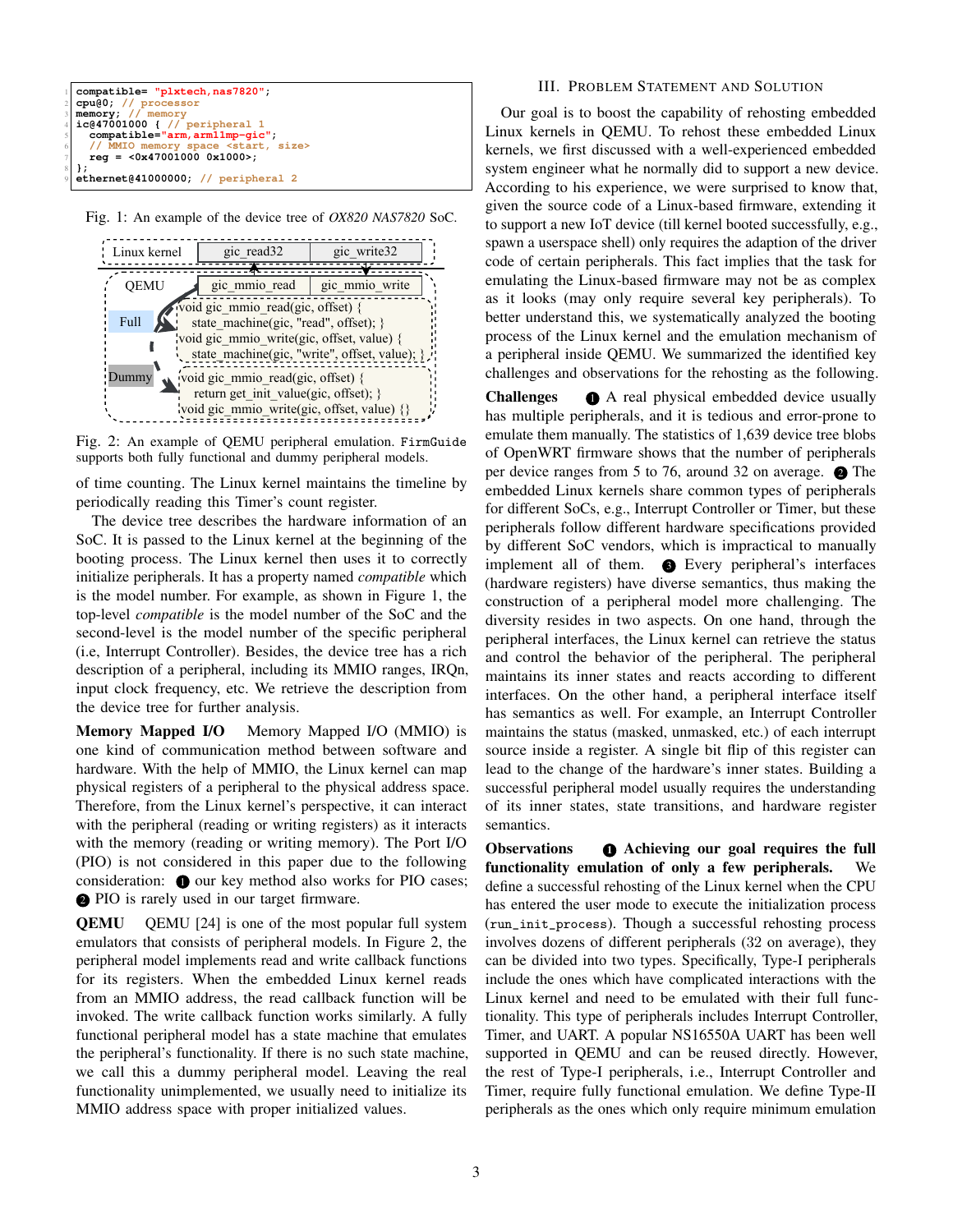```
compatible= "plxtech,nas7820";
cpu@0; // processor
memory; // memory
ic@47001000 { // peripheral 1
  compatible="arm,arm11mp-gic";
  // MMIO memory space <start, size>
  reg = <0x47001000 0x1000>;
};
ethernet@41000000; // peripheral 2
```

Fig. 1: An example of the device tree of *OX820 NAS7820* SoC.

Linux kernel
gic_read32
gic_write32
QEMU
gic_mmio_read
gic_mmio_write
Full
Dummy

```
void gic_mmio_read(gic, offset) {
  state_machine(gic, "read", offset); }
void gic_mmio_write(gic, offset, value) {
  state_machine(gic, "write", offset, value); }
```

```
void gic_mmio_read(gic, offset) {
  return get_init_value(gic, offset); }
void gic_mmio_write(gic, offset, value) {}
```

Fig. 2: An example of QEMU peripheral emulation. FirmGuide supports both fully functional and dummy peripheral models.

of time counting. The Linux kernel maintains the timeline by periodically reading this Timer's count register.

The device tree describes the hardware information of an SoC. It is passed to the Linux kernel at the beginning of the booting process. The Linux kernel then uses it to correctly initialize peripherals. It has a property named *compatible* which is the model number. For example, as shown in Figure 1, the top-level *compatible* is the model number of the SoC and the second-level is the model number of the specific peripheral (i.e, Interrupt Controller). Besides, the device tree has a rich description of a peripheral, including its MMIO ranges, IRQn, input clock frequency, etc. We retrieve the description from the device tree for further analysis.

**Memory Mapped I/O** Memory Mapped I/O (MMIO) is one kind of communication method between software and hardware. With the help of MMIO, the Linux kernel can map physical registers of a peripheral to the physical address space. Therefore, from the Linux kernel's perspective, it can interact with the peripheral (reading or writing registers) as it interacts with the memory (reading or writing memory). The Port I/O (PIO) is not considered in this paper due to the following consideration: ❶ our key method also works for PIO cases; ❷ PIO is rarely used in our target firmware.

**QEMU** QEMU [24] is one of the most popular full system emulators that consists of peripheral models. In Figure 2, the peripheral model implements read and write callback functions for its registers. When the embedded Linux kernel reads from an MMIO address, the read callback function will be invoked. The write callback function works similarly. A fully functional peripheral model has a state machine that emulates the peripheral's functionality. If there is no such state machine, we call this a dummy peripheral model. Leaving the real functionality unimplemented, we usually need to initialize its MMIO address space with proper initialized values.

## III. Problem Statement and Solution

Our goal is to boost the capability of rehosting embedded Linux kernels in QEMU. To rehost these embedded Linux kernels, we first discussed with a well-experienced embedded system engineer what he normally did to support a new device. According to his experience, we were surprised to know that, given the source code of a Linux-based firmware, extending it to support a new IoT device (till kernel booted successfully, e.g., spawn a userspace shell) only requires the adaption of the driver code of certain peripherals. This fact implies that the task for emulating the Linux-based firmware may not be as complex as it looks (may only require several key peripherals). To better understand this, we systematically analyzed the booting process of the Linux kernel and the emulation mechanism of a peripheral inside QEMU. We summarized the identified key challenges and observations for the rehosting as the following.

**Challenges** ❶ A real physical embedded device usually has multiple peripherals, and it is tedious and error-prone to emulate them manually. The statistics of 1,639 device tree blobs of OpenWRT firmware shows that the number of peripherals per device ranges from 5 to 76, around 32 on average. ❷ The embedded Linux kernels share common types of peripherals for different SoCs, e.g., Interrupt Controller or Timer, but these peripherals follow different hardware specifications provided by different SoC vendors, which is impractical to manually implement all of them. ❸ Every peripheral's interfaces (hardware registers) have diverse semantics, thus making the construction of a peripheral model more challenging. The diversity resides in two aspects. On one hand, through the peripheral interfaces, the Linux kernel can retrieve the status and control the behavior of the peripheral. The peripheral maintains its inner states and reacts according to different interfaces. On the other hand, a peripheral interface itself has semantics as well. For example, an Interrupt Controller maintains the status (masked, unmasked, etc.) of each interrupt source inside a register. A single bit flip of this register can lead to the change of the hardware's inner states. Building a successful peripheral model usually requires the understanding of its inner states, state transitions, and hardware register semantics.

**Observations** ❶ **Achieving our goal requires the full functionality emulation of only a few peripherals.** We define a successful rehosting of the Linux kernel when the CPU has entered the user mode to execute the initialization process (run_init_process). Though a successful rehosting process involves dozens of different peripherals (32 on average), they can be divided into two types. Specifically, Type-I peripherals include the ones which have complicated interactions with the Linux kernel and need to be emulated with their full functionality. This type of peripherals includes Interrupt Controller, Timer, and UART. A popular NS16550A UART has been well supported in QEMU and can be reused directly. However, the rest of Type-I peripherals, i.e., Interrupt Controller and Timer, require fully functional emulation. We define Type-II peripherals as the ones which only require minimum emulation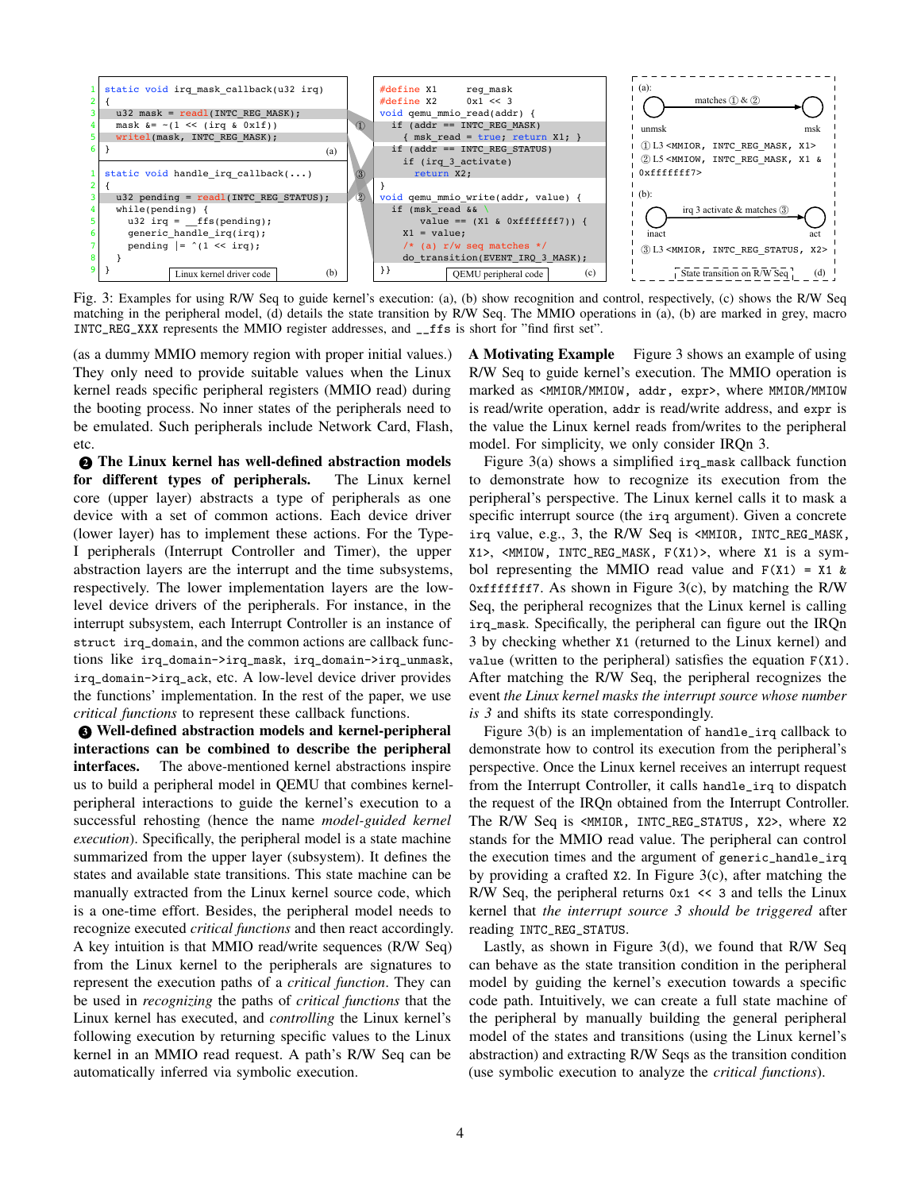```c
static void irq_mask_callback(u32 irq)
{
    u32 mask = readl(INTC_REG_MASK);
    mask &= ~(1 << (irq & 0x1f))
    writel(mask, INTC_REG_MASK);
}                                          (a)

static void handle_irq_callback(...)
{
    u32 pending = readl(INTC_REG_STATUS);
    while(pending) {
        u32 irq = __ffs(pending);
        generic_handle_irq(irq);
        pending |= ^(1 << irq);
    }
}          Linux kernel driver code        (b)
```

```c
#define X1      reg_mask
#define X2      0x1 << 3
void qemu_mmio_read(addr) {
    if (addr == INTC_REG_MASK)
        { msk_read = true; return X1; }
    if (addr == INTC_REG_STATUS)
        if (irq_3_activate)
            return X2;
}
void qemu_mmio_write(addr, value) {
    if (msk_read && \
        value == (X1 & 0xfffffff7)) {
        X1 = value;
        /* (a) r/w seq matches */
        do_transition(EVENT_IRQ_3_MASK);
}}          QEMU peripheral code           (c)
```

(a):
unmsk — matches ① & ② → msk
① L3 <MMIOR, INTC_REG_MASK, X1>
② L5 <MMIOW, INTC_REG_MASK, X1 & 0xfffffff7>

(b):
inact — irq 3 activate & matches ③ → act
③ L3 <MMIOR, INTC_REG_STATUS, X2>

State transition on R/W Seq (d)

Fig. 3: Examples for using R/W Seq to guide kernel's execution: (a), (b) show recognition and control, respectively, (c) shows the R/W Seq matching in the peripheral model, (d) details the state transition by R/W Seq. The MMIO operations in (a), (b) are marked in grey, macro `INTC_REG_XXX` represents the MMIO register addresses, and `__ffs` is short for "find first set".

(as a dummy MMIO memory region with proper initial values.) They only need to provide suitable values when the Linux kernel reads specific peripheral registers (MMIO read) during the booting process. No inner states of the peripherals need to be emulated. Such peripherals include Network Card, Flash, etc.

❷ **The Linux kernel has well-defined abstraction models for different types of peripherals.** The Linux kernel core (upper layer) abstracts a type of peripherals as one device with a set of common actions. Each device driver (lower layer) has to implement these actions. For the Type-I peripherals (Interrupt Controller and Timer), the upper abstraction layers are the interrupt and the time subsystems, respectively. The lower implementation layers are the low-level device drivers of the peripherals. For instance, in the interrupt subsystem, each Interrupt Controller is an instance of `struct irq_domain`, and the common actions are callback functions like `irq_domain->irq_mask`, `irq_domain->irq_unmask`, `irq_domain->irq_ack`, etc. A low-level device driver provides the functions' implementation. In the rest of the paper, we use *critical functions* to represent these callback functions.

❸ **Well-defined abstraction models and kernel-peripheral interactions can be combined to describe the peripheral interfaces.** The above-mentioned kernel abstractions inspire us to build a peripheral model in QEMU that combines kernel-peripheral interactions to guide the kernel's execution to a successful rehosting (hence the name *model-guided kernel execution*). Specifically, the peripheral model is a state machine summarized from the upper layer (subsystem). It defines the states and available state transitions. This state machine can be manually extracted from the Linux kernel source code, which is a one-time effort. Besides, the peripheral model needs to recognize executed *critical functions* and then react accordingly. A key intuition is that MMIO read/write sequences (R/W Seq) from the Linux kernel to the peripherals are signatures to represent the execution paths of a *critical function*. They can be used in *recognizing* the paths of *critical functions* that the Linux kernel has executed, and *controlling* the Linux kernel's following execution by returning specific values to the Linux kernel in an MMIO read request. A path's R/W Seq can be automatically inferred via symbolic execution.

**A Motivating Example** Figure 3 shows an example of using R/W Seq to guide kernel's execution. The MMIO operation is marked as `<MMIOR/MMIOW, addr, expr>`, where `MMIOR/MMIOW` is read/write operation, `addr` is read/write address, and `expr` is the value the Linux kernel reads from/writes to the peripheral model. For simplicity, we only consider IRQn 3.

Figure 3(a) shows a simplified `irq_mask` callback function to demonstrate how to recognize its execution from the peripheral's perspective. The Linux kernel calls it to mask a specific interrupt source (through the `irq` argument). Given a concrete `irq` value, e.g., 3, the R/W Seq is `<MMIOR, INTC_REG_MASK, X1>`, `<MMIOW, INTC_REG_MASK, F(X1)>`, where `X1` is a symbol representing the MMIO read value and `F(X1) = X1 & 0xfffffff7`. As shown in Figure 3(c), by matching the R/W Seq, the peripheral recognizes that the Linux kernel is calling `irq_mask`. Specifically, the peripheral can figure out the IRQn 3 by checking whether `X1` (returned to the Linux kernel) and `value` (written to the peripheral) satisfies the equation `F(X1)`. After matching the R/W Seq, the peripheral recognizes the event *the Linux kernel masks the interrupt source whose number is 3* and shifts its state correspondingly.

Figure 3(b) is an implementation of `handle_irq` callback to demonstrate how to control its execution from the peripheral's perspective. Once the Linux kernel receives an interrupt request from the Interrupt Controller, it calls `handle_irq` to dispatch the request of the IRQn obtained from the Interrupt Controller. The R/W Seq is `<MMIOR, INTC_REG_STATUS, X2>`, where `X2` stands for the MMIO read value. The peripheral can control the execution times and the argument of `generic_handle_irq` by providing a crafted `X2`. In Figure 3(c), after matching the R/W Seq, the peripheral returns `0x1 << 3` and tells the Linux kernel that *the interrupt source 3 should be triggered* after reading `INTC_REG_STATUS`.

Lastly, as shown in Figure 3(d), we found that R/W Seq can behave as the state transition condition in the peripheral model by guiding the kernel's execution towards a specific code path. Intuitively, we can create a full state machine of the peripheral by manually building the general peripheral model of the states and transitions (using the Linux kernel's abstraction) and extracting R/W Seqs as the transition condition (use symbolic execution to analyze the *critical functions*).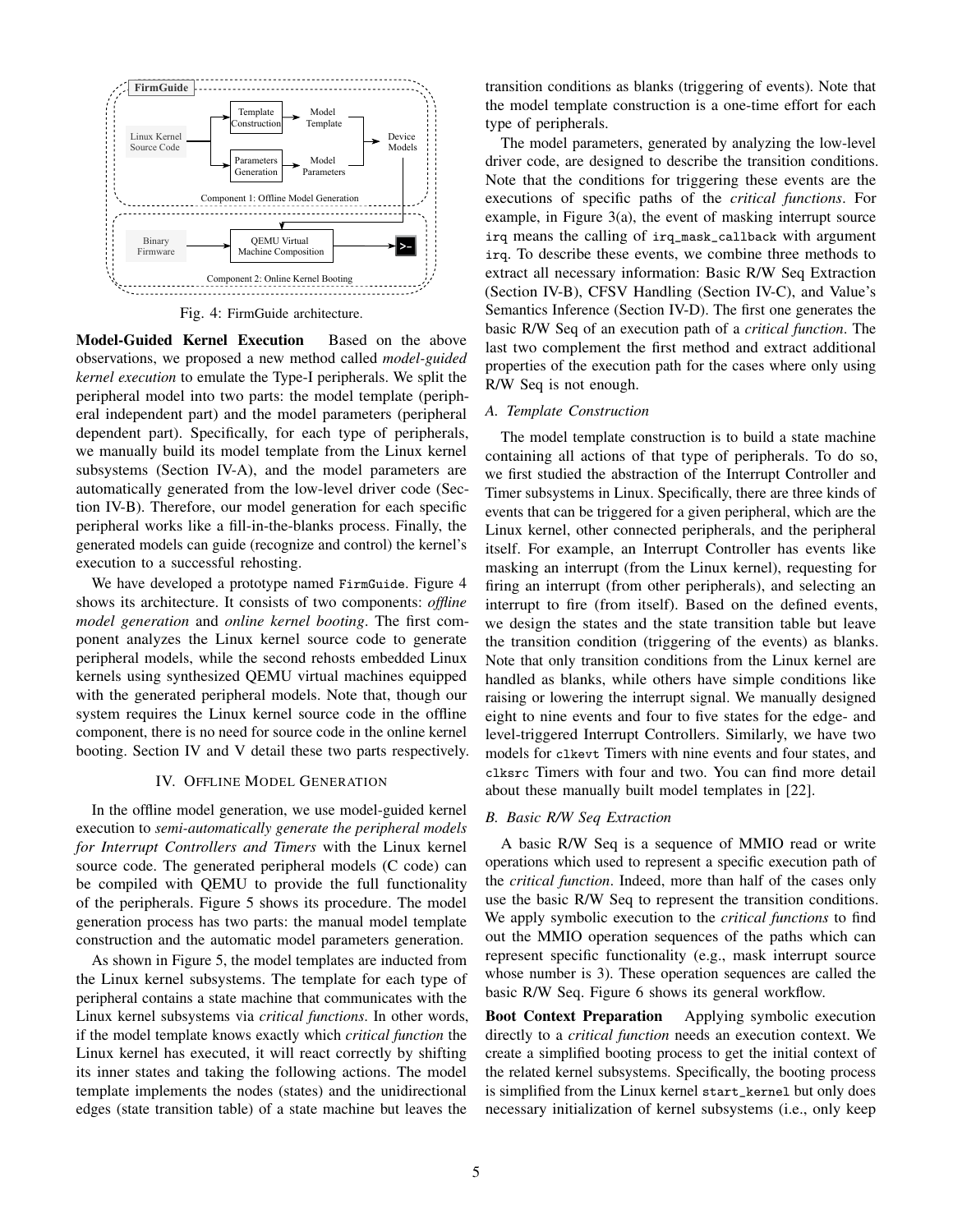FirmGuide

Template Construction

Model Template

Linux Kernel Source Code

Device Models

Parameters Generation

Model Parameters

Component 1: Offline Model Generation

Binary Firmware

QEMU Virtual Machine Composition

>_

Component 2: Online Kernel Booting

Fig. 4: FirmGuide architecture.

**Model-Guided Kernel Execution** Based on the above observations, we proposed a new method called *model-guided kernel execution* to emulate the Type-I peripherals. We split the peripheral model into two parts: the model template (peripheral independent part) and the model parameters (peripheral dependent part). Specifically, for each type of peripherals, we manually build its model template from the Linux kernel subsystems (Section IV-A), and the model parameters are automatically generated from the low-level driver code (Section IV-B). Therefore, our model generation for each specific peripheral works like a fill-in-the-blanks process. Finally, the generated models can guide (recognize and control) the kernel's execution to a successful rehosting.

We have developed a prototype named `FirmGuide`. Figure 4 shows its architecture. It consists of two components: *offline model generation* and *online kernel booting*. The first component analyzes the Linux kernel source code to generate peripheral models, while the second rehosts embedded Linux kernels using synthesized QEMU virtual machines equipped with the generated peripheral models. Note that, though our system requires the Linux kernel source code in the offline component, there is no need for source code in the online kernel booting. Section IV and V detail these two parts respectively.

## IV. Offline Model Generation

In the offline model generation, we use model-guided kernel execution to *semi-automatically generate the peripheral models for Interrupt Controllers and Timers* with the Linux kernel source code. The generated peripheral models (C code) can be compiled with QEMU to provide the full functionality of the peripherals. Figure 5 shows its procedure. The model generation process has two parts: the manual model template construction and the automatic model parameters generation.

As shown in Figure 5, the model templates are inducted from the Linux kernel subsystems. The template for each type of peripheral contains a state machine that communicates with the Linux kernel subsystems via *critical functions*. In other words, if the model template knows exactly which *critical function* the Linux kernel has executed, it will react correctly by shifting its inner states and taking the following actions. The model template implements the nodes (states) and the unidirectional edges (state transition table) of a state machine but leaves the transition conditions as blanks (triggering of events). Note that the model template construction is a one-time effort for each type of peripherals.

The model parameters, generated by analyzing the low-level driver code, are designed to describe the transition conditions. Note that the conditions for triggering these events are the executions of specific paths of the *critical functions*. For example, in Figure 3(a), the event of masking interrupt source `irq` means the calling of `irq_mask_callback` with argument `irq`. To describe these events, we combine three methods to extract all necessary information: Basic R/W Seq Extraction (Section IV-B), CFSV Handling (Section IV-C), and Value's Semantics Inference (Section IV-D). The first one generates the basic R/W Seq of an execution path of a *critical function*. The last two complement the first method and extract additional properties of the execution path for the cases where only using R/W Seq is not enough.

### A. Template Construction

The model template construction is to build a state machine containing all actions of that type of peripherals. To do so, we first studied the abstraction of the Interrupt Controller and Timer subsystems in Linux. Specifically, there are three kinds of events that can be triggered for a given peripheral, which are the Linux kernel, other connected peripherals, and the peripheral itself. For example, an Interrupt Controller has events like masking an interrupt (from the Linux kernel), requesting for firing an interrupt (from other peripherals), and selecting an interrupt to fire (from itself). Based on the defined events, we design the states and the state transition table but leave the transition condition (triggering of the events) as blanks. Note that only transition conditions from the Linux kernel are handled as blanks, while others have simple conditions like raising or lowering the interrupt signal. We manually designed eight to nine events and four to five states for the edge- and level-triggered Interrupt Controllers. Similarly, we have two models for `clkevt` Timers with nine events and four states, and `clksrc` Timers with four and two. You can find more detail about these manually built model templates in [22].

### B. Basic R/W Seq Extraction

A basic R/W Seq is a sequence of MMIO read or write operations which used to represent a specific execution path of the *critical function*. Indeed, more than half of the cases only use the basic R/W Seq to represent the transition conditions. We apply symbolic execution to the *critical functions* to find out the MMIO operation sequences of the paths which can represent specific functionality (e.g., mask interrupt source whose number is 3). These operation sequences are called the basic R/W Seq. Figure 6 shows its general workflow.

**Boot Context Preparation** Applying symbolic execution directly to a *critical function* needs an execution context. We create a simplified booting process to get the initial context of the related kernel subsystems. Specifically, the booting process is simplified from the Linux kernel `start_kernel` but only does necessary initialization of kernel subsystems (i.e., only keep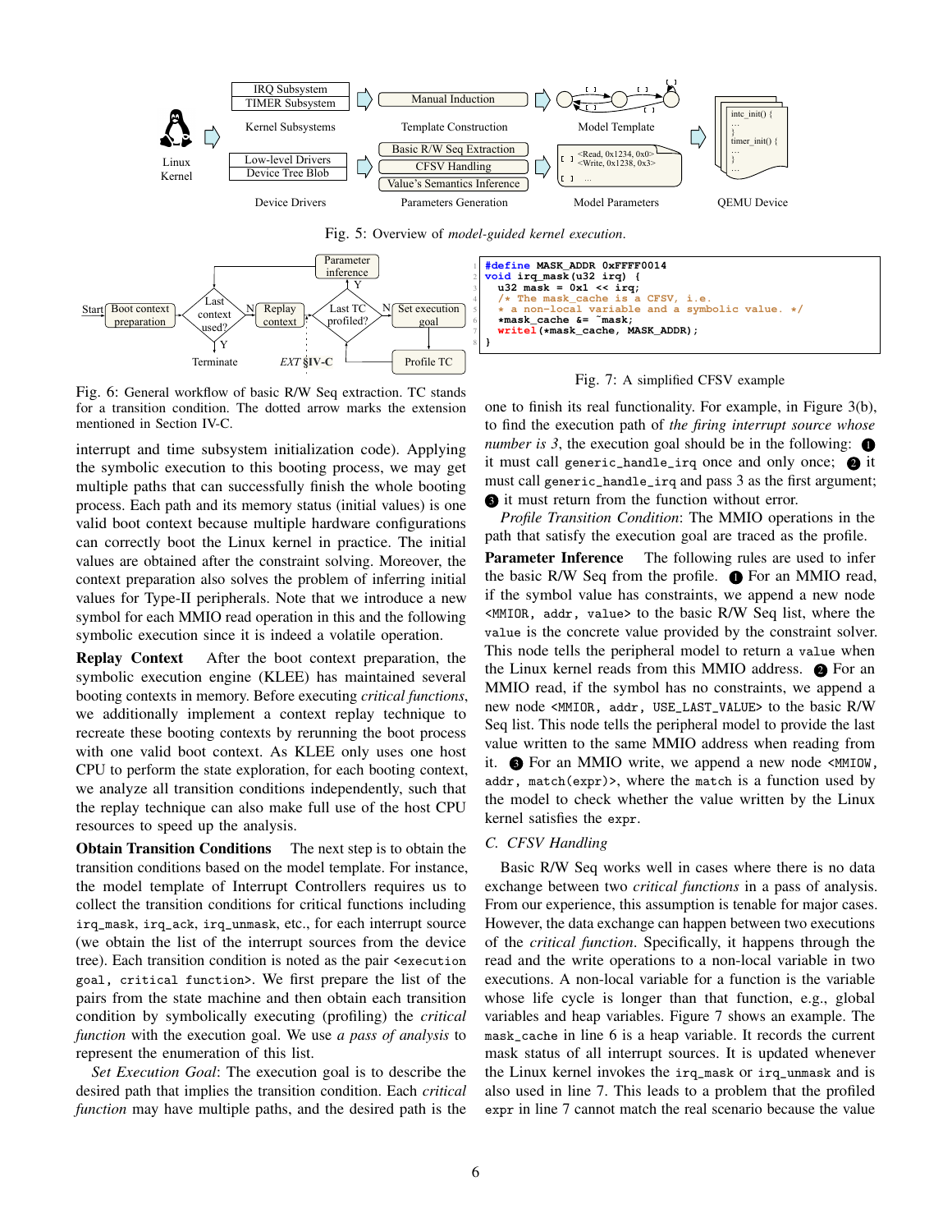Fig. 5: Overview of *model-guided kernel execution*.

Fig. 6: General workflow of basic R/W Seq extraction. TC stands for a transition condition. The dotted arrow marks the extension mentioned in Section IV-C.

```
#define MASK_ADDR 0xFFFF0014
void irq_mask(u32 irq) {
  u32 mask = 0x1 << irq;
  /* The mask_cache is a CFSV, i.e.
  * a non-local variable and a symbolic value. */
  *mask_cache &= ~mask;
  writel(*mask_cache, MASK_ADDR);
}
```

Fig. 7: A simplified CFSV example

interrupt and time subsystem initialization code). Applying the symbolic execution to this booting process, we may get multiple paths that can successfully finish the whole booting process. Each path and its memory status (initial values) is one valid boot context because multiple hardware configurations can correctly boot the Linux kernel in practice. The initial values are obtained after the constraint solving. Moreover, the context preparation also solves the problem of inferring initial values for Type-II peripherals. Note that we introduce a new symbol for each MMIO read operation in this and the following symbolic execution since it is indeed a volatile operation.

**Replay Context** After the boot context preparation, the symbolic execution engine (KLEE) has maintained several booting contexts in memory. Before executing *critical functions*, we additionally implement a context replay technique to recreate these booting contexts by rerunning the boot process with one valid boot context. As KLEE only uses one host CPU to perform the state exploration, for each booting context, we analyze all transition conditions independently, such that the replay technique can also make full use of the host CPU resources to speed up the analysis.

**Obtain Transition Conditions** The next step is to obtain the transition conditions based on the model template. For instance, the model template of Interrupt Controllers requires us to collect the transition conditions for critical functions including `irq_mask`, `irq_ack`, `irq_unmask`, etc., for each interrupt source (we obtain the list of the interrupt sources from the device tree). Each transition condition is noted as the pair `<execution goal, critical function>`. We first prepare the list of the pairs from the state machine and then obtain each transition condition by symbolically executing (profiling) the *critical function* with the execution goal. We use *a pass of analysis* to represent the enumeration of this list.

*Set Execution Goal*: The execution goal is to describe the desired path that implies the transition condition. Each *critical function* may have multiple paths, and the desired path is the one to finish its real functionality. For example, in Figure 3(b), to find the execution path of *the firing interrupt source whose number is 3*, the execution goal should be in the following: ❶ it must call `generic_handle_irq` once and only once; ❷ it must call `generic_handle_irq` and pass 3 as the first argument; ❸ it must return from the function without error.

*Profile Transition Condition*: The MMIO operations in the path that satisfy the execution goal are traced as the profile.

**Parameter Inference** The following rules are used to infer the basic R/W Seq from the profile. ❶ For an MMIO read, if the symbol value has constraints, we append a new node `<MMIOR, addr, value>` to the basic R/W Seq list, where the `value` is the concrete value provided by the constraint solver. This node tells the peripheral model to return a `value` when the Linux kernel reads from this MMIO address. ❷ For an MMIO read, if the symbol has no constraints, we append a new node `<MMIOR, addr, USE_LAST_VALUE>` to the basic R/W Seq list. This node tells the peripheral model to provide the last value written to the same MMIO address when reading from it. ❸ For an MMIO write, we append a new node `<MMIOW, addr, match(expr)>`, where the `match` is a function used by the model to check whether the value written by the Linux kernel satisfies the `expr`.

### C. CFSV Handling

Basic R/W Seq works well in cases where there is no data exchange between two *critical functions* in a pass of analysis. From our experience, this assumption is tenable for major cases. However, the data exchange can happen between two executions of the *critical function*. Specifically, it happens through the read and the write operations to a non-local variable in two executions. A non-local variable for a function is the variable whose life cycle is longer than that function, e.g., global variables and heap variables. Figure 7 shows an example. The `mask_cache` in line 6 is a heap variable. It records the current mask status of all interrupt sources. It is updated whenever the Linux kernel invokes the `irq_mask` or `irq_unmask` and is also used in line 7. This leads to a problem that the profiled `expr` in line 7 cannot match the real scenario because the value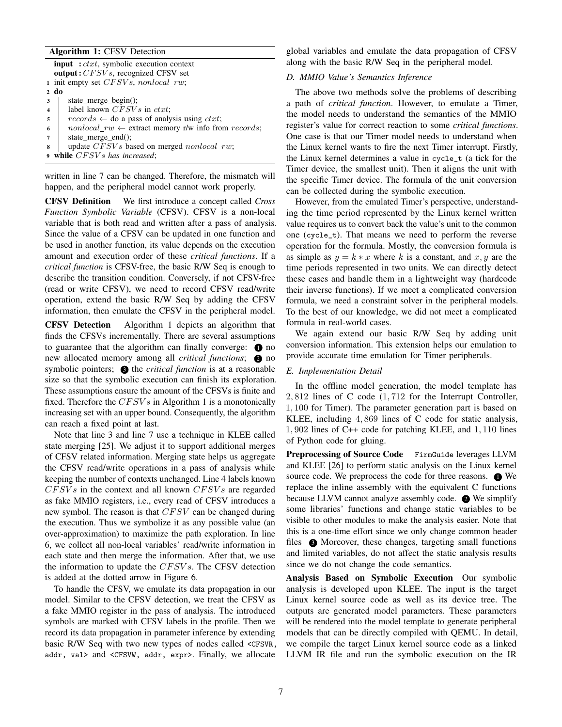**Algorithm 1:** CFSV Detection

```
   input  : ctxt, symbolic execution context
   output : CFSVs, recognized CFSV set
1  init empty set CFSVs, nonlocal_rw;
2  do
3      state_merge_begin();
4      label known CFSVs in ctxt;
5      records ← do a pass of analysis using ctxt;
6      nonlocal_rw ← extract memory r/w info from records;
7      state_merge_end();
8      update CFSVs based on merged nonlocal_rw;
9  while CFSVs has increased;
```

written in line 7 can be changed. Therefore, the mismatch will happen, and the peripheral model cannot work properly.

**CFSV Definition** We first introduce a concept called *Cross Function Symbolic Variable* (CFSV). CFSV is a non-local variable that is both read and written after a pass of analysis. Since the value of a CFSV can be updated in one function and be used in another function, its value depends on the execution amount and execution order of these *critical functions*. If a *critical function* is CFSV-free, the basic R/W Seq is enough to describe the transition condition. Conversely, if not CFSV-free (read or write CFSV), we need to record CFSV read/write operation, extend the basic R/W Seq by adding the CFSV information, then emulate the CFSV in the peripheral model.

**CFSV Detection** Algorithm 1 depicts an algorithm that finds the CFSVs incrementally. There are several assumptions to guarantee that the algorithm can finally converge: ❶ no new allocated memory among all *critical functions*; ❷ no symbolic pointers; ❸ the *critical function* is at a reasonable size so that the symbolic execution can finish its exploration. These assumptions ensure the amount of the CFSVs is finite and fixed. Therefore the $CFSVs$ in Algorithm 1 is a monotonically increasing set with an upper bound. Consequently, the algorithm can reach a fixed point at last.

Note that line 3 and line 7 use a technique in KLEE called state merging [25]. We adjust it to support additional merges of CFSV related information. Merging state helps us aggregate the CFSV read/write operations in a pass of analysis while keeping the number of contexts unchanged. Line 4 labels known $CFSVs$ in the context and all known $CFSVs$ are regarded as fake MMIO registers, i.e., every read of CFSV introduces a new symbol. The reason is that $CFSV$ can be changed during the execution. Thus we symbolize it as any possible value (an over-approximation) to maximize the path exploration. In line 6, we collect all non-local variables' read/write information in each state and then merge the information. After that, we use the information to update the $CFSVs$. The CFSV detection is added at the dotted arrow in Figure 6.

To handle the CFSV, we emulate its data propagation in our model. Similar to the CFSV detection, we treat the CFSV as a fake MMIO register in the pass of analysis. The introduced symbols are marked with CFSV labels in the profile. Then we record its data propagation in parameter inference by extending basic R/W Seq with two new types of nodes called `<CFSVR, addr, val>` and `<CFSVW, addr, expr>`. Finally, we allocate global variables and emulate the data propagation of CFSV along with the basic R/W Seq in the peripheral model.

### D. MMIO Value's Semantics Inference

The above two methods solve the problems of describing a path of *critical function*. However, to emulate a Timer, the model needs to understand the semantics of the MMIO register's value for correct reaction to some *critical functions*. One case is that our Timer model needs to understand when the Linux kernel wants to fire the next Timer interrupt. Firstly, the Linux kernel determines a value in `cycle_t` (a tick for the Timer device, the smallest unit). Then it aligns the unit with the specific Timer device. The formula of the unit conversion can be collected during the symbolic execution.

However, from the emulated Timer's perspective, understanding the time period represented by the Linux kernel written value requires us to convert back the value's unit to the common one (`cycle_t`). That means we need to perform the reverse operation for the formula. Mostly, the conversion formula is as simple as $y = k * x$ where $k$ is a constant, and $x, y$ are the time periods represented in two units. We can directly detect these cases and handle them in a lightweight way (hardcode their inverse functions). If we meet a complicated conversion formula, we need a constraint solver in the peripheral models. To the best of our knowledge, we did not meet a complicated formula in real-world cases.

We again extend our basic R/W Seq by adding unit conversion information. This extension helps our emulation to provide accurate time emulation for Timer peripherals.

### E. Implementation Detail

In the offline model generation, the model template has 2,812 lines of C code (1,712 for the Interrupt Controller, 1,100 for Timer). The parameter generation part is based on KLEE, including 4,869 lines of C code for static analysis, 1,902 lines of C++ code for patching KLEE, and 1,110 lines of Python code for gluing.

**Preprocessing of Source Code** `FirmGuide` leverages LLVM and KLEE [26] to perform static analysis on the Linux kernel source code. We preprocess the code for three reasons. ❶ We replace the inline assembly with the equivalent C functions because LLVM cannot analyze assembly code. ❷ We simplify some libraries' functions and change static variables to be visible to other modules to make the analysis easier. Note that this is a one-time effort since we only change common header files ❸ Moreover, these changes, targeting small functions and limited variables, do not affect the static analysis results since we do not change the code semantics.

**Analysis Based on Symbolic Execution** Our symbolic analysis is developed upon KLEE. The input is the target Linux kernel source code as well as its device tree. The outputs are generated model parameters. These parameters will be rendered into the model template to generate peripheral models that can be directly compiled with QEMU. In detail, we compile the target Linux kernel source code as a linked LLVM IR file and run the symbolic execution on the IR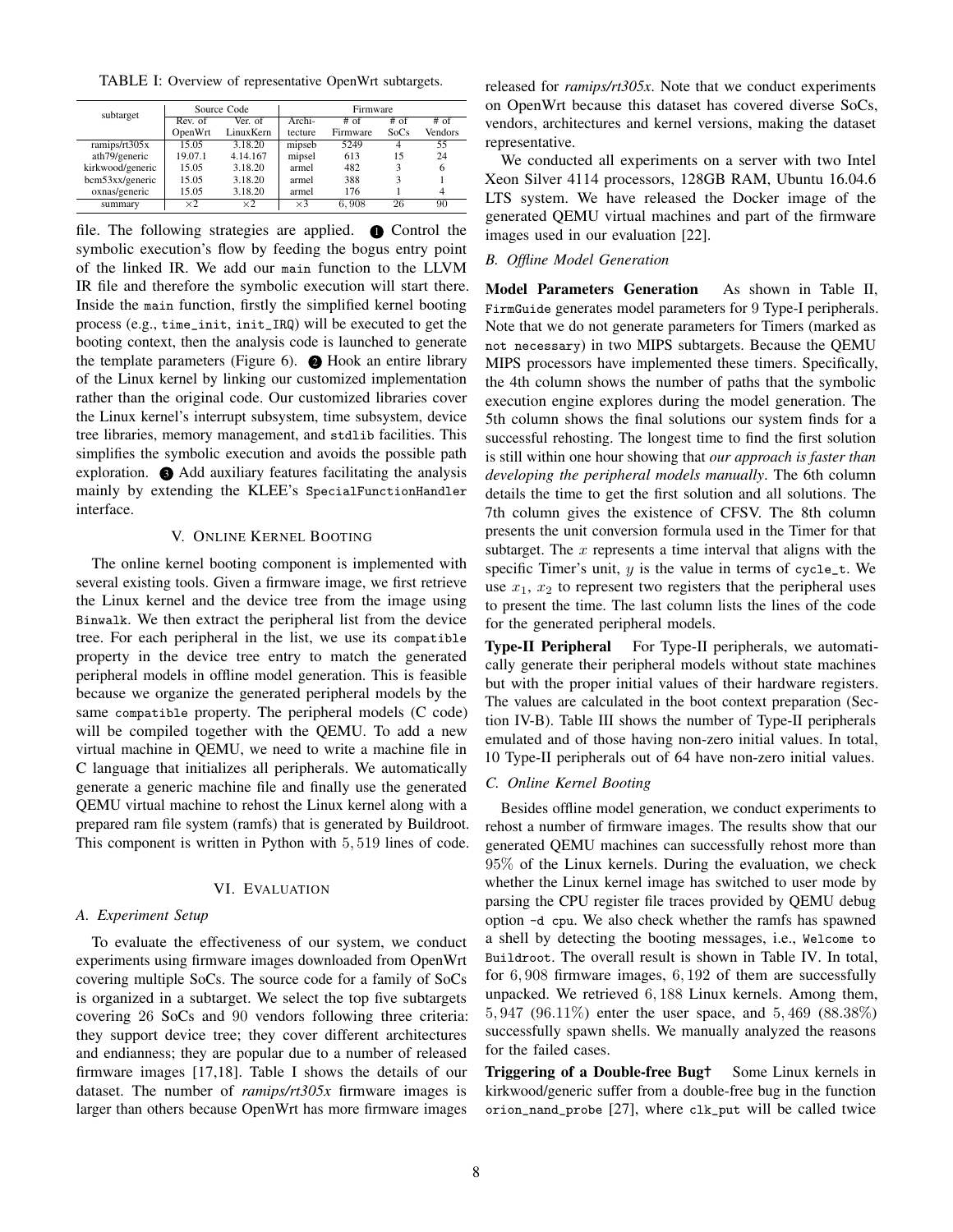TABLE I: Overview of representative OpenWrt subtargets.

| subtarget | Source Code | | Firmware | | | |
|---|---|---|---|---|---|---|
| | Rev. of OpenWrt | Ver. of LinuxKern | Archi-tecture | # of Firmware | # of SoCs | # of Vendors |
| ramips/rt305x | 15.05 | 3.18.20 | mipseb | 5249 | 4 | 55 |
| ath79/generic | 19.07.1 | 4.14.167 | mipsel | 613 | 15 | 24 |
| kirkwood/generic | 15.05 | 3.18.20 | armel | 482 | 3 | 6 |
| bcm53xx/generic | 15.05 | 3.18.20 | armel | 388 | 3 | 1 |
| oxnas/generic | 15.05 | 3.18.20 | armel | 176 | 1 | 4 |
| summary | ×2 | ×2 | ×3 | 6,908 | 26 | 90 |

file. The following strategies are applied. ❶ Control the symbolic execution's flow by feeding the bogus entry point of the linked IR. We add our `main` function to the LLVM IR file and therefore the symbolic execution will start there. Inside the `main` function, firstly the simplified kernel booting process (e.g., `time_init`, `init_IRQ`) will be executed to get the booting context, then the analysis code is launched to generate the template parameters (Figure 6). ❷ Hook an entire library of the Linux kernel by linking our customized implementation rather than the original code. Our customized libraries cover the Linux kernel's interrupt subsystem, time subsystem, device tree libraries, memory management, and `stdlib` facilities. This simplifies the symbolic execution and avoids the possible path exploration. ❸ Add auxiliary features facilitating the analysis mainly by extending the KLEE's `SpecialFunctionHandler` interface.

## V. Online Kernel Booting

The online kernel booting component is implemented with several existing tools. Given a firmware image, we first retrieve the Linux kernel and the device tree from the image using `Binwalk`. We then extract the peripheral list from the device tree. For each peripheral in the list, we use its `compatible` property in the device tree entry to match the generated peripheral models in offline model generation. This is feasible because we organize the generated peripheral models by the same `compatible` property. The peripheral models (C code) will be compiled together with the QEMU. To add a new virtual machine in QEMU, we need to write a machine file in C language that initializes all peripherals. We automatically generate a generic machine file and finally use the generated QEMU virtual machine to rehost the Linux kernel along with a prepared ram file system (ramfs) that is generated by Buildroot. This component is written in Python with 5,519 lines of code.

## VI. Evaluation

### A. Experiment Setup

To evaluate the effectiveness of our system, we conduct experiments using firmware images downloaded from OpenWrt covering multiple SoCs. The source code for a family of SoCs is organized in a subtarget. We select the top five subtargets covering 26 SoCs and 90 vendors following three criteria: they support device tree; they cover different architectures and endianness; they are popular due to a number of released firmware images [17,18]. Table I shows the details of our dataset. The number of *ramips/rt305x* firmware images is larger than others because OpenWrt has more firmware images released for *ramips/rt305x*. Note that we conduct experiments on OpenWrt because this dataset has covered diverse SoCs, vendors, architectures and kernel versions, making the dataset representative.

We conducted all experiments on a server with two Intel Xeon Silver 4114 processors, 128GB RAM, Ubuntu 16.04.6 LTS system. We have released the Docker image of the generated QEMU virtual machines and part of the firmware images used in our evaluation [22].

### B. Offline Model Generation

**Model Parameters Generation** As shown in Table II, `FirmGuide` generates model parameters for 9 Type-I peripherals. Note that we do not generate parameters for Timers (marked as `not necessary`) in two MIPS subtargets. Because the QEMU MIPS processors have implemented these timers. Specifically, the 4th column shows the number of paths that the symbolic execution engine explores during the model generation. The 5th column shows the final solutions our system finds for a successful rehosting. The longest time to find the first solution is still within one hour showing that *our approach is faster than developing the peripheral models manually*. The 6th column details the time to get the first solution and all solutions. The 7th column gives the existence of CFSV. The 8th column presents the unit conversion formula used in the Timer for that subtarget. The $x$ represents a time interval that aligns with the specific Timer's unit, $y$ is the value in terms of `cycle_t`. We use $x_1$, $x_2$ to represent two registers that the peripheral uses to present the time. The last column lists the lines of the code for the generated peripheral models.

**Type-II Peripheral** For Type-II peripherals, we automatically generate their peripheral models without state machines but with the proper initial values of their hardware registers. The values are calculated in the boot context preparation (Section IV-B). Table III shows the number of Type-II peripherals emulated and of those having non-zero initial values. In total, 10 Type-II peripherals out of 64 have non-zero initial values.

### C. Online Kernel Booting

Besides offline model generation, we conduct experiments to rehost a number of firmware images. The results show that our generated QEMU machines can successfully rehost more than 95% of the Linux kernels. During the evaluation, we check whether the Linux kernel image has switched to user mode by parsing the CPU register file traces provided by QEMU debug option `-d cpu`. We also check whether the ramfs has spawned a shell by detecting the booting messages, i.e., `Welcome to Buildroot`. The overall result is shown in Table IV. In total, for 6,908 firmware images, 6,192 of them are successfully unpacked. We retrieved 6,188 Linux kernels. Among them, 5,947 (96.11%) enter the user space, and 5,469 (88.38%) successfully spawn shells. We manually analyzed the reasons for the failed cases.

**Triggering of a Double-free Bug†** Some Linux kernels in kirkwood/generic suffer from a double-free bug in the function `orion_nand_probe` [27], where `clk_put` will be called twice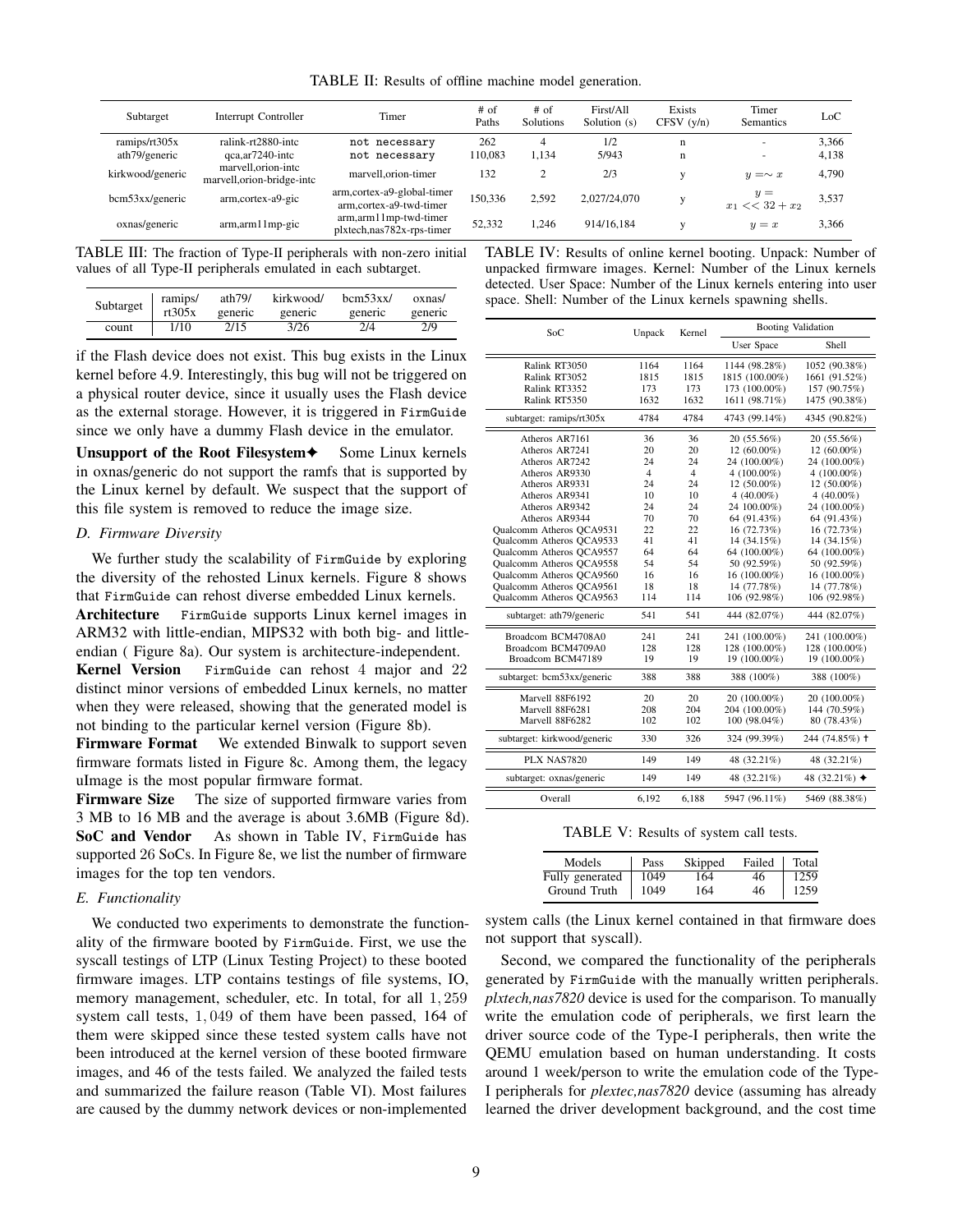TABLE II: Results of offline machine model generation.

| Subtarget | Interrupt Controller | Timer | # of Paths | # of Solutions | First/All Solution (s) | Exists CFSV (y/n) | Timer Semantics | LoC |
|---|---|---|---|---|---|---|---|---|
| ramips/rt305x | ralink-rt2880-intc | not necessary | 262 | 4 | 1/2 | n | - | 3,366 |
| ath79/generic | qca,ar7240-intc | not necessary | 110,083 | 1,134 | 5/943 | n | - | 4,138 |
| kirkwood/generic | marvell,orion-intc marvell,orion-bridge-intc | marvell,orion-timer | 132 | 2 | 2/3 | y | $y = \sim x$ | 4,790 |
| bcm53xx/generic | arm,cortex-a9-gic | arm,cortex-a9-global-timer arm,cortex-a9-twd-timer | 150,336 | 2,592 | 2,027/24,070 | y | $y = x_1 << 32 + x_2$ | 3,537 |
| oxnas/generic | arm,arm11mp-gic | arm,arm11mp-twd-timer plxtech,nas782x-rps-timer | 52,332 | 1,246 | 914/16,184 | y | $y = x$ | 3,366 |

TABLE III: The fraction of Type-II peripherals with non-zero initial values of all Type-II peripherals emulated in each subtarget.

| Subtarget | ramips/ rt305x | ath79/ generic | kirkwood/ generic | bcm53xx/ generic | oxnas/ generic |
|---|---|---|---|---|---|
| count | 1/10 | 2/15 | 3/26 | 2/4 | 2/9 |

if the Flash device does not exist. This bug exists in the Linux kernel before 4.9. Interestingly, this bug will not be triggered on a physical router device, since it usually uses the Flash device as the external storage. However, it is triggered in FirmGuide since we only have a dummy Flash device in the emulator.

**Unsupport of the Root Filesystem✦** Some Linux kernels in oxnas/generic do not support the ramfs that is supported by the Linux kernel by default. We suspect that the support of this file system is removed to reduce the image size.

### D. Firmware Diversity

We further study the scalability of FirmGuide by exploring the diversity of the rehosted Linux kernels. Figure 8 shows that FirmGuide can rehost diverse embedded Linux kernels.

**Architecture** FirmGuide supports Linux kernel images in ARM32 with little-endian, MIPS32 with both big- and little-endian ( Figure 8a). Our system is architecture-independent.

**Kernel Version** FirmGuide can rehost 4 major and 22 distinct minor versions of embedded Linux kernels, no matter when they were released, showing that the generated model is not binding to the particular kernel version (Figure 8b).

**Firmware Format** We extended Binwalk to support seven firmware formats listed in Figure 8c. Among them, the legacy uImage is the most popular firmware format.

**Firmware Size** The size of supported firmware varies from 3 MB to 16 MB and the average is about 3.6MB (Figure 8d).

**SoC and Vendor** As shown in Table IV, FirmGuide has supported 26 SoCs. In Figure 8e, we list the number of firmware images for the top ten vendors.

### E. Functionality

We conducted two experiments to demonstrate the functionality of the firmware booted by FirmGuide. First, we use the syscall testings of LTP (Linux Testing Project) to these booted firmware images. LTP contains testings of file systems, IO, memory management, scheduler, etc. In total, for all 1,259 system call tests, 1,049 of them have been passed, 164 of them were skipped since these tested system calls have not been introduced at the kernel version of these booted firmware images, and 46 of the tests failed. We analyzed the failed tests and summarized the failure reason (Table VI). Most failures are caused by the dummy network devices or non-implemented system calls (the Linux kernel contained in that firmware does not support that syscall).

TABLE IV: Results of online kernel booting. Unpack: Number of unpacked firmware images. Kernel: Number of the Linux kernels detected. User Space: Number of the Linux kernels entering into user space. Shell: Number of the Linux kernels spawning shells.

| SoC | Unpack | Kernel | Booting Validation | |
|---|---|---|---|---|
| | | | User Space | Shell |
| Ralink RT3050 | 1164 | 1164 | 1144 (98.28%) | 1052 (90.38%) |
| Ralink RT3052 | 1815 | 1815 | 1815 (100.00%) | 1661 (91.52%) |
| Ralink RT3352 | 173 | 173 | 173 (100.00%) | 157 (90.75%) |
| Ralink RT5350 | 1632 | 1632 | 1611 (98.71%) | 1475 (90.38%) |
| subtarget: ramips/rt305x | 4784 | 4784 | 4743 (99.14%) | 4345 (90.82%) |
| Atheros AR7161 | 36 | 36 | 20 (55.56%) | 20 (55.56%) |
| Atheros AR7241 | 20 | 20 | 12 (60.00%) | 12 (60.00%) |
| Atheros AR7242 | 24 | 24 | 24 (100.00%) | 24 (100.00%) |
| Atheros AR9330 | 4 | 4 | 4 (100.00%) | 4 (100.00%) |
| Atheros AR9331 | 24 | 24 | 12 (50.00%) | 12 (50.00%) |
| Atheros AR9341 | 10 | 10 | 4 (40.00%) | 4 (40.00%) |
| Atheros AR9342 | 24 | 24 | 24 100.00%) | 24 (100.00%) |
| Atheros AR9344 | 70 | 70 | 64 (91.43%) | 64 (91.43%) |
| Qualcomm Atheros QCA9531 | 22 | 22 | 16 (72.73%) | 16 (72.73%) |
| Qualcomm Atheros QCA9533 | 41 | 41 | 14 (34.15%) | 14 (34.15%) |
| Qualcomm Atheros QCA9557 | 64 | 64 | 64 (100.00%) | 64 (100.00%) |
| Qualcomm Atheros QCA9558 | 54 | 54 | 50 (92.59%) | 50 (92.59%) |
| Qualcomm Atheros QCA9560 | 16 | 16 | 16 (100.00%) | 16 (100.00%) |
| Qualcomm Atheros QCA9561 | 18 | 18 | 14 (77.78%) | 14 (77.78%) |
| Qualcomm Atheros QCA9563 | 114 | 114 | 106 (92.98%) | 106 (92.98%) |
| subtarget: ath79/generic | 541 | 541 | 444 (82.07%) | 444 (82.07%) |
| Broadcom BCM4708A0 | 241 | 241 | 241 (100.00%) | 241 (100.00%) |
| Broadcom BCM4709A0 | 128 | 128 | 128 (100.00%) | 128 (100.00%) |
| Broadcom BCM47189 | 19 | 19 | 19 (100.00%) | 19 (100.00%) |
| subtarget: bcm53xx/generic | 388 | 388 | 388 (100%) | 388 (100%) |
| Marvell 88F6192 | 20 | 20 | 20 (100.00%) | 20 (100.00%) |
| Marvell 88F6281 | 208 | 204 | 204 (100.00%) | 144 (70.59%) |
| Marvell 88F6282 | 102 | 102 | 100 (98.04%) | 80 (78.43%) |
| subtarget: kirkwood/generic | 330 | 326 | 324 (99.39%) | 244 (74.85%) † |
| PLX NAS7820 | 149 | 149 | 48 (32.21%) | 48 (32.21%) |
| subtarget: oxnas/generic | 149 | 149 | 48 (32.21%) | 48 (32.21%) ✦ |
| Overall | 6,192 | 6,188 | 5947 (96.11%) | 5469 (88.38%) |

TABLE V: Results of system call tests.

| Models | Pass | Skipped | Failed | Total |
|---|---|---|---|---|
| Fully generated | 1049 | 164 | 46 | 1259 |
| Ground Truth | 1049 | 164 | 46 | 1259 |

Second, we compared the functionality of the peripherals generated by FirmGuide with the manually written peripherals. *plxtech,nas7820* device is used for the comparison. To manually write the emulation code of peripherals, we first learn the driver source code of the Type-I peripherals, then write the QEMU emulation based on human understanding. It costs around 1 week/person to write the emulation code of the Type-I peripherals for *plextec,nas7820* device (assuming has already learned the driver development background, and the cost time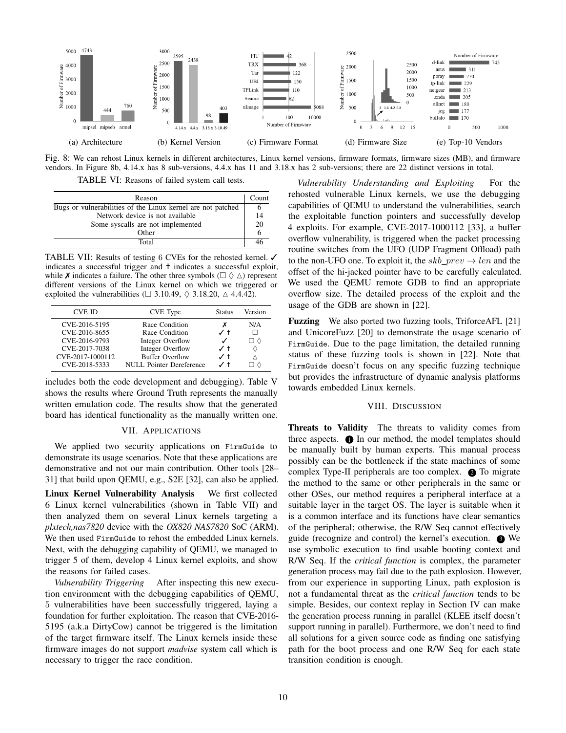(a) Architecture

5000
4000
3000
2000
1000
0
Number of Firmware
4743
444
760
mipsel mipseb armel

(b) Kernel Version

3000
2500
2000
1500
1000
500
0
Number of Firmware
2595
2438
98
403
4.14.x 4.4.x 3.18.x 3.10.49

(c) Firmware Format

FIT 42
TRX 368
Tar 122
UBI 150
TPLink 110
Seama 62
uImage 5088
1 100 10000
Number of Firmware

(d) Firmware Size

2500
2000
1500
1000
500
0
Number of Firmware
0 3 6 9 12 15
2500
2000
1500
1000
500
0
3 3.6 4.2 4.8

(e) Top-10 Vendors

Number of Firmware
d-link 745
asus 311
poray 270
tp-link 229
netgear 213
tenda 205
allnet 180
jcg 177
buffalo 170
0 500 1000

Fig. 8: We can rehost Linux kernels in different architectures, Linux kernel versions, firmware formats, firmware sizes (MB), and firmware vendors. In Figure 8b, 4.14.x has 8 sub-versions, 4.4.x has 11 and 3.18.x has 2 sub-versions; there are 22 distinct versions in total.

TABLE VI: Reasons of failed system call tests.

| Reason | Count |
|---|---|
| Bugs or vulnerabilities of the Linux kernel are not patched | 6 |
| Network device is not available | 14 |
| Some syscalls are not implemented | 20 |
| Other | 6 |
| Total | 46 |

TABLE VII: Results of testing 6 CVEs for the rehosted kernel. ✓ indicates a successful trigger and † indicates a successful exploit, while ✗ indicates a failure. The other three symbols (□ ◊ △) represent different versions of the Linux kernel on which we triggered or exploited the vulnerabilities (□ 3.10.49, ◊ 3.18.20, △ 4.4.42).

| CVE ID | CVE Type | Status | Version |
|---|---|---|---|
| CVE-2016-5195 | Race Condition | ✗ | N/A |
| CVE-2016-8655 | Race Condition | ✓ † | □ |
| CVE-2016-9793 | Integer Overflow | ✓ | □ ◊ |
| CVE-2017-7038 | Integer Overflow | ✓ † | ◊ |
| CVE-2017-1000112 | Buffer Overflow | ✓ † | △ |
| CVE-2018-5333 | NULL Pointer Dereference | ✓ † | □ ◊ |

includes both the code development and debugging). Table V shows the results where Ground Truth represents the manually written emulation code. The results show that the generated board has identical functionality as the manually written one.

## VII. Applications

We applied two security applications on FirmGuide to demonstrate its usage scenarios. Note that these applications are demonstrative and not our main contribution. Other tools [28–31] that build upon QEMU, e.g., S2E [32], can also be applied.

**Linux Kernel Vulnerability Analysis** We first collected 6 Linux kernel vulnerabilities (shown in Table VII) and then analyzed them on several Linux kernels targeting a *plxtech,nas7820* device with the *OX820 NAS7820* SoC (ARM). We then used FirmGuide to rehost the embedded Linux kernels. Next, with the debugging capability of QEMU, we managed to trigger 5 of them, develop 4 Linux kernel exploits, and show the reasons for failed cases.

*Vulnerability Triggering* After inspecting this new execution environment with the debugging capabilities of QEMU, 5 vulnerabilities have been successfully triggered, laying a foundation for further exploitation. The reason that CVE-2016-5195 (a.k.a DirtyCow) cannot be triggered is the limitation of the target firmware itself. The Linux kernels inside these firmware images do not support *madvise* system call which is necessary to trigger the race condition.

*Vulnerability Understanding and Exploiting* For the rehosted vulnerable Linux kernels, we use the debugging capabilities of QEMU to understand the vulnerabilities, search the exploitable function pointers and successfully develop 4 exploits. For example, CVE-2017-1000112 [33], a buffer overflow vulnerability, is triggered when the packet processing routine switches from the UFO (UDP Fragment Offload) path to the non-UFO one. To exploit it, the $skb\_prev \rightarrow len$ and the offset of the hi-jacked pointer have to be carefully calculated. We used the QEMU remote GDB to find an appropriate overflow size. The detailed process of the exploit and the usage of the GDB are shown in [22].

**Fuzzing** We also ported two fuzzing tools, TriforceAFL [21] and UnicoreFuzz [20] to demonstrate the usage scenario of FirmGuide. Due to the page limitation, the detailed running status of these fuzzing tools is shown in [22]. Note that FirmGuide doesn't focus on any specific fuzzing technique but provides the infrastructure of dynamic analysis platforms towards embedded Linux kernels.

## VIII. Discussion

**Threats to Validity** The threats to validity comes from three aspects. ❶ In our method, the model templates should be manually built by human experts. This manual process possibly can be the bottleneck if the state machines of some complex Type-II peripherals are too complex. ❷ To migrate the method to the same or other peripherals in the same or other OSes, our method requires a peripheral interface at a suitable layer in the target OS. The layer is suitable when it is a common interface and its functions have clear semantics of the peripheral; otherwise, the R/W Seq cannot effectively guide (recognize and control) the kernel's execution. ❸ We use symbolic execution to find usable booting context and R/W Seq. If the *critical function* is complex, the parameter generation process may fail due to the path explosion. However, from our experience in supporting Linux, path explosion is not a fundamental threat as the *critical function* tends to be simple. Besides, our context replay in Section IV can make the generation process running in parallel (KLEE itself doesn't support running in parallel). Furthermore, we don't need to find all solutions for a given source code as finding one satisfying path for the boot process and one R/W Seq for each state transition condition is enough.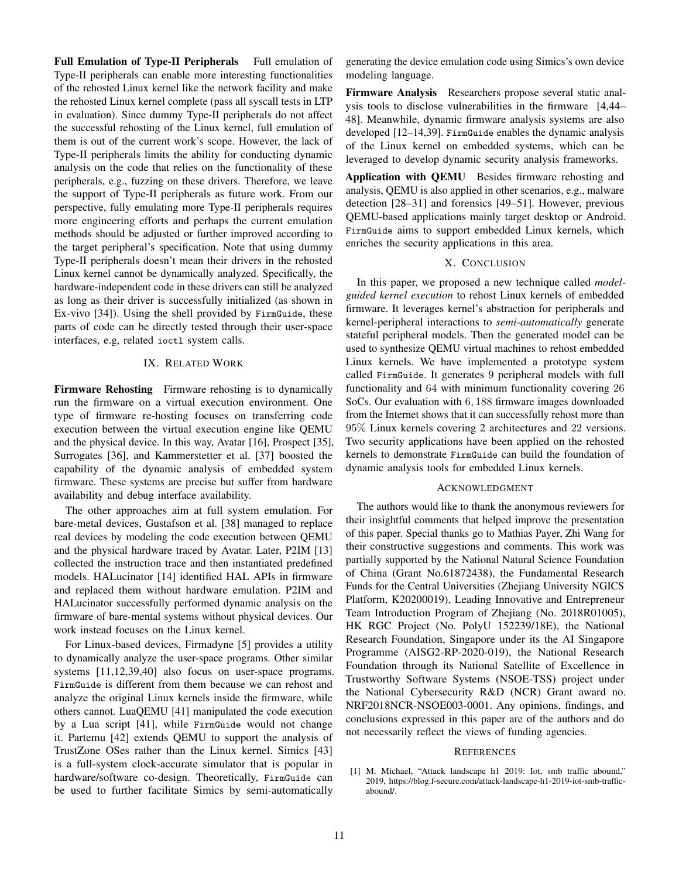**Full Emulation of Type-II Peripherals** Full emulation of Type-II peripherals can enable more interesting functionalities of the rehosted Linux kernel like the network facility and make the rehosted Linux kernel complete (pass all syscall tests in LTP in evaluation). Since dummy Type-II peripherals do not affect the successful rehosting of the Linux kernel, full emulation of them is out of the current work's scope. However, the lack of Type-II peripherals limits the ability for conducting dynamic analysis on the code that relies on the functionality of these peripherals, e.g., fuzzing on these drivers. Therefore, we leave the support of Type-II peripherals as future work. From our perspective, fully emulating more Type-II peripherals requires more engineering efforts and perhaps the current emulation methods should be adjusted or further improved according to the target peripheral's specification. Note that using dummy Type-II peripherals doesn't mean their drivers in the rehosted Linux kernel cannot be dynamically analyzed. Specifically, the hardware-independent code in these drivers can still be analyzed as long as their driver is successfully initialized (as shown in Ex-vivo [34]). Using the shell provided by `FirmGuide`, these parts of code can be directly tested through their user-space interfaces, e.g, related `ioctl` system calls.

## IX. Related Work

**Firmware Rehosting** Firmware rehosting is to dynamically run the firmware on a virtual execution environment. One type of firmware re-hosting focuses on transferring code execution between the virtual execution engine like QEMU and the physical device. In this way, Avatar [16], Prospect [35], Surrogates [36], and Kammerstetter et al. [37] boosted the capability of the dynamic analysis of embedded system firmware. These systems are precise but suffer from hardware availability and debug interface availability.

The other approaches aim at full system emulation. For bare-metal devices, Gustafson et al. [38] managed to replace real devices by modeling the code execution between QEMU and the physical hardware traced by Avatar. Later, P2IM [13] collected the instruction trace and then instantiated predefined models. HALucinator [14] identified HAL APIs in firmware and replaced them without hardware emulation. P2IM and HALucinator successfully performed dynamic analysis on the firmware of bare-mental systems without physical devices. Our work instead focuses on the Linux kernel.

For Linux-based devices, Firmadyne [5] provides a utility to dynamically analyze the user-space programs. Other similar systems [11,12,39,40] also focus on user-space programs. `FirmGuide` is different from them because we can rehost and analyze the original Linux kernels inside the firmware, while others cannot. LuaQEMU [41] manipulated the code execution by a Lua script [41], while `FirmGuide` would not change it. Partemu [42] extends QEMU to support the analysis of TrustZone OSes rather than the Linux kernel. Simics [43] is a full-system clock-accurate simulator that is popular in hardware/software co-design. Theoretically, `FirmGuide` can be used to further facilitate Simics by semi-automatically generating the device emulation code using Simics's own device modeling language.

**Firmware Analysis** Researchers propose several static analysis tools to disclose vulnerabilities in the firmware [4,44–48]. Meanwhile, dynamic firmware analysis systems are also developed [12–14,39]. `FirmGuide` enables the dynamic analysis of the Linux kernel on embedded systems, which can be leveraged to develop dynamic security analysis frameworks.

**Application with QEMU** Besides firmware rehosting and analysis, QEMU is also applied in other scenarios, e.g., malware detection [28–31] and forensics [49–51]. However, previous QEMU-based applications mainly target desktop or Android. `FirmGuide` aims to support embedded Linux kernels, which enriches the security applications in this area.

## X. Conclusion

In this paper, we proposed a new technique called *model-guided kernel execution* to rehost Linux kernels of embedded firmware. It leverages kernel's abstraction for peripherals and kernel-peripheral interactions to *semi-automatically* generate stateful peripheral models. Then the generated model can be used to synthesize QEMU virtual machines to rehost embedded Linux kernels. We have implemented a prototype system called `FirmGuide`. It generates 9 peripheral models with full functionality and 64 with minimum functionality covering 26 SoCs. Our evaluation with 6,188 firmware images downloaded from the Internet shows that it can successfully rehost more than 95% Linux kernels covering 2 architectures and 22 versions. Two security applications have been applied on the rehosted kernels to demonstrate `FirmGuide` can build the foundation of dynamic analysis tools for embedded Linux kernels.

## Acknowledgment

The authors would like to thank the anonymous reviewers for their insightful comments that helped improve the presentation of this paper. Special thanks go to Mathias Payer, Zhi Wang for their constructive suggestions and comments. This work was partially supported by the National Natural Science Foundation of China (Grant No.61872438), the Fundamental Research Funds for the Central Universities (Zhejiang University NGICS Platform, K20200019), Leading Innovative and Entrepreneur Team Introduction Program of Zhejiang (No. 2018R01005), HK RGC Project (No. PolyU 152239/18E), the National Research Foundation, Singapore under its the AI Singapore Programme (AISG2-RP-2020-019), the National Research Foundation through its National Satellite of Excellence in Trustworthy Software Systems (NSOE-TSS) project under the National Cybersecurity R&D (NCR) Grant award no. NRF2018NCR-NSOE003-0001. Any opinions, findings, and conclusions expressed in this paper are of the authors and do not necessarily reflect the views of funding agencies.

## References

[1] M. Michael, "Attack landscape h1 2019: Iot, smb traffic abound," 2019, https://blog.f-secure.com/attack-landscape-h1-2019-iot-smb-traffic-abound/.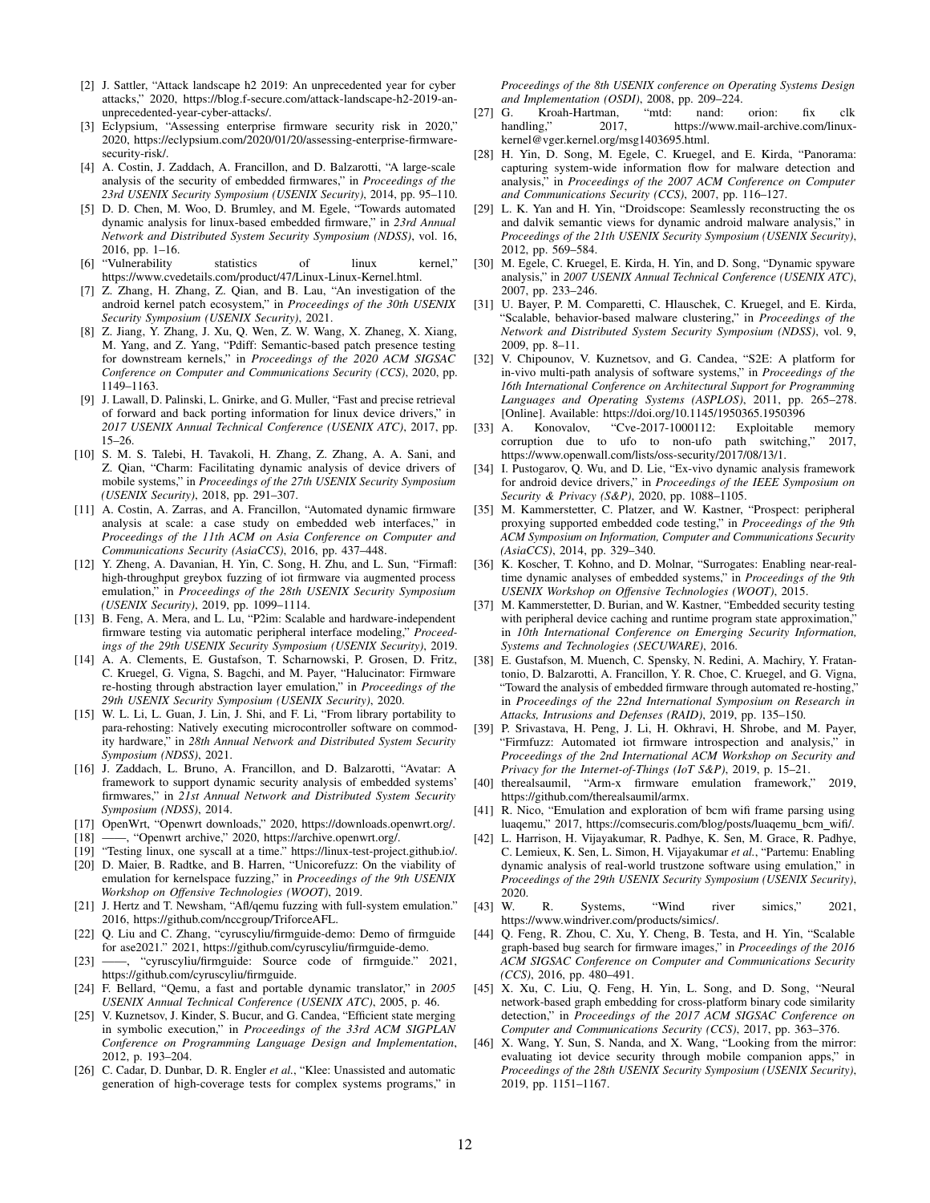[2] J. Sattler, "Attack landscape h2 2019: An unprecedented year for cyber attacks," 2020, https://blog.f-secure.com/attack-landscape-h2-2019-an-unprecedented-year-cyber-attacks/.

[3] Eclypsium, "Assessing enterprise firmware security risk in 2020," 2020, https://eclypsium.com/2020/01/20/assessing-enterprise-firmware-security-risk/.

[4] A. Costin, J. Zaddach, A. Francillon, and D. Balzarotti, "A large-scale analysis of the security of embedded firmwares," in *Proceedings of the 23rd USENIX Security Symposium (USENIX Security)*, 2014, pp. 95–110.

[5] D. D. Chen, M. Woo, D. Brumley, and M. Egele, "Towards automated dynamic analysis for linux-based embedded firmware," in *23rd Annual Network and Distributed System Security Symposium (NDSS)*, vol. 16, 2016, pp. 1–16.

[6] "Vulnerability statistics of linux kernel," https://www.cvedetails.com/product/47/Linux-Linux-Kernel.html.

[7] Z. Zhang, H. Zhang, Z. Qian, and B. Lau, "An investigation of the android kernel patch ecosystem," in *Proceedings of the 30th USENIX Security Symposium (USENIX Security)*, 2021.

[8] Z. Jiang, Y. Zhang, J. Xu, Q. Wen, Z. W. Wang, X. Zhaneg, X. Xiang, M. Yang, and Z. Yang, "Pdiff: Semantic-based patch presence testing for downstream kernels," in *Proceedings of the 2020 ACM SIGSAC Conference on Computer and Communications Security (CCS)*, 2020, pp. 1149–1163.

[9] J. Lawall, D. Palinski, L. Gnirke, and G. Muller, "Fast and precise retrieval of forward and back porting information for linux device drivers," in *2017 USENIX Annual Technical Conference (USENIX ATC)*, 2017, pp. 15–26.

[10] S. M. S. Talebi, H. Tavakoli, H. Zhang, Z. Zhang, A. A. Sani, and Z. Qian, "Charm: Facilitating dynamic analysis of device drivers of mobile systems," in *Proceedings of the 27th USENIX Security Symposium (USENIX Security)*, 2018, pp. 291–307.

[11] A. Costin, A. Zarras, and A. Francillon, "Automated dynamic firmware analysis at scale: a case study on embedded web interfaces," in *Proceedings of the 11th ACM on Asia Conference on Computer and Communications Security (AsiaCCS)*, 2016, pp. 437–448.

[12] Y. Zheng, A. Davanian, H. Yin, C. Song, H. Zhu, and L. Sun, "Firmafl: high-throughput greybox fuzzing of iot firmware via augmented process emulation," in *Proceedings of the 28th USENIX Security Symposium (USENIX Security)*, 2019, pp. 1099–1114.

[13] B. Feng, A. Mera, and L. Lu, "P2im: Scalable and hardware-independent firmware testing via automatic peripheral interface modeling," *Proceedings of the 29th USENIX Security Symposium (USENIX Security)*, 2019.

[14] A. A. Clements, E. Gustafson, T. Scharnowski, P. Grosen, D. Fritz, C. Kruegel, G. Vigna, S. Bagchi, and M. Payer, "Halucinator: Firmware re-hosting through abstraction layer emulation," in *Proceedings of the 29th USENIX Security Symposium (USENIX Security)*, 2020.

[15] W. L. Li, L. Guan, J. Lin, J. Shi, and F. Li, "From library portability to para-rehosting: Natively executing microcontroller software on commodity hardware," in *28th Annual Network and Distributed System Security Symposium (NDSS)*, 2021.

[16] J. Zaddach, L. Bruno, A. Francillon, and D. Balzarotti, "Avatar: A framework to support dynamic security analysis of embedded systems' firmwares," in *21st Annual Network and Distributed System Security Symposium (NDSS)*, 2014.

[17] OpenWrt, "Openwrt downloads," 2020, https://downloads.openwrt.org/.

[18] ——, "Openwrt archive," 2020, https://archive.openwrt.org/.

[19] "Testing linux, one syscall at a time." https://linux-test-project.github.io/.

[20] D. Maier, B. Radtke, and B. Harren, "Unicorefuzz: On the viability of emulation for kernelspace fuzzing," in *Proceedings of the 9th USENIX Workshop on Offensive Technologies (WOOT)*, 2019.

[21] J. Hertz and T. Newsham, "Afl/qemu fuzzing with full-system emulation." 2016, https://github.com/nccgroup/TriforceAFL.

[22] Q. Liu and C. Zhang, "cyruscyliu/firmguide-demo: Demo of firmguide for ase2021." 2021, https://github.com/cyruscyliu/firmguide-demo.

[23] ——, "cyruscyliu/firmguide: Source code of firmguide." 2021, https://github.com/cyruscyliu/firmguide.

[24] F. Bellard, "Qemu, a fast and portable dynamic translator," in *2005 USENIX Annual Technical Conference (USENIX ATC)*, 2005, p. 46.

[25] V. Kuznetsov, J. Kinder, S. Bucur, and G. Candea, "Efficient state merging in symbolic execution," in *Proceedings of the 33rd ACM SIGPLAN Conference on Programming Language Design and Implementation*, 2012, p. 193–204.

[26] C. Cadar, D. Dunbar, D. R. Engler *et al.*, "Klee: Unassisted and automatic generation of high-coverage tests for complex systems programs," in *Proceedings of the 8th USENIX conference on Operating Systems Design and Implementation (OSDI)*, 2008, pp. 209–224.

[27] G. Kroah-Hartman, "mtd: nand: orion: fix clk handling," 2017, https://www.mail-archive.com/linux-kernel@vger.kernel.org/msg1403695.html.

[28] H. Yin, D. Song, M. Egele, C. Kruegel, and E. Kirda, "Panorama: capturing system-wide information flow for malware detection and analysis," in *Proceedings of the 2007 ACM Conference on Computer and Communications Security (CCS)*, 2007, pp. 116–127.

[29] L. K. Yan and H. Yin, "Droidscope: Seamlessly reconstructing the os and dalvik semantic views for dynamic android malware analysis," in *Proceedings of the 21th USENIX Security Symposium (USENIX Security)*, 2012, pp. 569–584.

[30] M. Egele, C. Kruegel, E. Kirda, H. Yin, and D. Song, "Dynamic spyware analysis," in *2007 USENIX Annual Technical Conference (USENIX ATC)*, 2007, pp. 233–246.

[31] U. Bayer, P. M. Comparetti, C. Hlauschek, C. Kruegel, and E. Kirda, "Scalable, behavior-based malware clustering," in *Proceedings of the Network and Distributed System Security Symposium (NDSS)*, vol. 9, 2009, pp. 8–11.

[32] V. Chipounov, V. Kuznetsov, and G. Candea, "S2E: A platform for in-vivo multi-path analysis of software systems," in *Proceedings of the 16th International Conference on Architectural Support for Programming Languages and Operating Systems (ASPLOS)*, 2011, pp. 265–278. [Online]. Available: https://doi.org/10.1145/1950365.1950396

[33] A. Konovalov, "Cve-2017-1000112: Exploitable memory corruption due to ufo to non-ufo path switching," 2017, https://www.openwall.com/lists/oss-security/2017/08/13/1.

[34] I. Pustogarov, Q. Wu, and D. Lie, "Ex-vivo dynamic analysis framework for android device drivers," in *Proceedings of the IEEE Symposium on Security & Privacy (S&P)*, 2020, pp. 1088–1105.

[35] M. Kammerstetter, C. Platzer, and W. Kastner, "Prospect: peripheral proxying supported embedded code testing," in *Proceedings of the 9th ACM Symposium on Information, Computer and Communications Security (AsiaCCS)*, 2014, pp. 329–340.

[36] K. Koscher, T. Kohno, and D. Molnar, "Surrogates: Enabling near-real-time dynamic analyses of embedded systems," in *Proceedings of the 9th USENIX Workshop on Offensive Technologies (WOOT)*, 2015.

[37] M. Kammerstetter, D. Burian, and W. Kastner, "Embedded security testing with peripheral device caching and runtime program state approximation," in *10th International Conference on Emerging Security Information, Systems and Technologies (SECUWARE)*, 2016.

[38] E. Gustafson, M. Muench, C. Spensky, N. Redini, A. Machiry, Y. Fratantonio, D. Balzarotti, A. Francillon, Y. R. Choe, C. Kruegel, and G. Vigna, "Toward the analysis of embedded firmware through automated re-hosting," in *Proceedings of the 22nd International Symposium on Research in Attacks, Intrusions and Defenses (RAID)*, 2019, pp. 135–150.

[39] P. Srivastava, H. Peng, J. Li, H. Okhravi, H. Shrobe, and M. Payer, "Firmfuzz: Automated iot firmware introspection and analysis," in *Proceedings of the 2nd International ACM Workshop on Security and Privacy for the Internet-of-Things (IoT S&P)*, 2019, p. 15–21.

[40] therealsaumil, "Arm-x firmware emulation framework," 2019, https://github.com/therealsaumil/armx.

[41] R. Nico, "Emulation and exploration of bcm wifi frame parsing using luaqemu," 2017, https://comsecuris.com/blog/posts/luaqemu_bcm_wifi/.

[42] L. Harrison, H. Vijayakumar, R. Padhye, K. Sen, M. Grace, R. Padhye, C. Lemieux, K. Sen, L. Simon, H. Vijayakumar *et al.*, "Partemu: Enabling dynamic analysis of real-world trustzone software using emulation," in *Proceedings of the 29th USENIX Security Symposium (USENIX Security)*, 2020.

[43] W. R. Systems, "Wind river simics," 2021, https://www.windriver.com/products/simics/.

[44] Q. Feng, R. Zhou, C. Xu, Y. Cheng, B. Testa, and H. Yin, "Scalable graph-based bug search for firmware images," in *Proceedings of the 2016 ACM SIGSAC Conference on Computer and Communications Security (CCS)*, 2016, pp. 480–491.

[45] X. Xu, C. Liu, Q. Feng, H. Yin, L. Song, and D. Song, "Neural network-based graph embedding for cross-platform binary code similarity detection," in *Proceedings of the 2017 ACM SIGSAC Conference on Computer and Communications Security (CCS)*, 2017, pp. 363–376.

[46] X. Wang, Y. Sun, S. Nanda, and X. Wang, "Looking from the mirror: evaluating iot device security through mobile companion apps," in *Proceedings of the 28th USENIX Security Symposium (USENIX Security)*, 2019, pp. 1151–1167.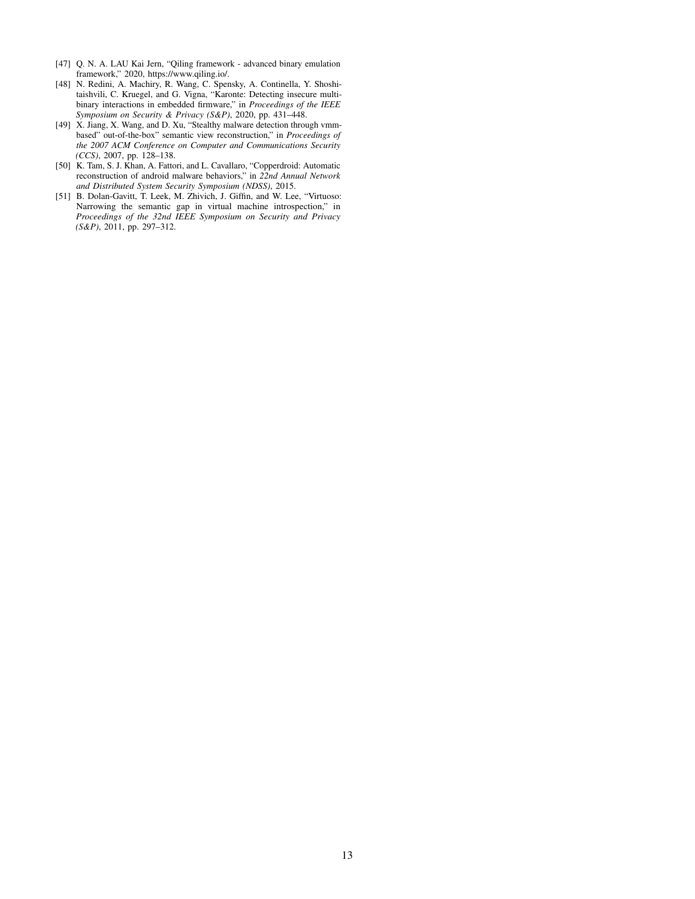[47] Q. N. A. LAU Kai Jern, "Qiling framework - advanced binary emulation framework," 2020, https://www.qiling.io/.

[48] N. Redini, A. Machiry, R. Wang, C. Spensky, A. Continella, Y. Shoshitaishvili, C. Kruegel, and G. Vigna, "Karonte: Detecting insecure multi-binary interactions in embedded firmware," in *Proceedings of the IEEE Symposium on Security & Privacy (S&P)*, 2020, pp. 431–448.

[49] X. Jiang, X. Wang, and D. Xu, "Stealthy malware detection through vmm-based" out-of-the-box" semantic view reconstruction," in *Proceedings of the 2007 ACM Conference on Computer and Communications Security (CCS)*, 2007, pp. 128–138.

[50] K. Tam, S. J. Khan, A. Fattori, and L. Cavallaro, "Copperdroid: Automatic reconstruction of android malware behaviors," in *22nd Annual Network and Distributed System Security Symposium (NDSS)*, 2015.

[51] B. Dolan-Gavitt, T. Leek, M. Zhivich, J. Giffin, and W. Lee, "Virtuoso: Narrowing the semantic gap in virtual machine introspection," in *Proceedings of the 32nd IEEE Symposium on Security and Privacy (S&P)*, 2011, pp. 297–312.